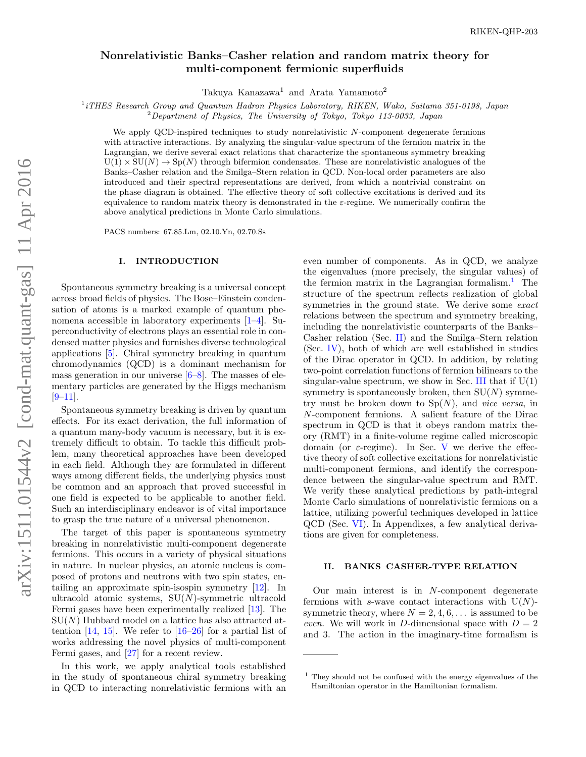# Nonrelativistic Banks–Casher relation and random matrix theory for multi-component fermionic superfluids

Takuya Kanazawa[1] and Arata Yamamoto[2]

[1] *iTHES Research Group and Quantum Hadron Physics Laboratory, RIKEN, Wako, Saitama 351-0198, Japan*
[2] *Department of Physics, The University of Tokyo, Tokyo 113-0033, Japan*

We apply QCD-inspired techniques to study nonrelativistic $N$-component degenerate fermions with attractive interactions. By analyzing the singular-value spectrum of the fermion matrix in the Lagrangian, we derive several exact relations that characterize the spontaneous symmetry breaking $\mathrm{U}(1) \times \mathrm{SU}(N) \to \mathrm{Sp}(N)$ through bifermion condensates. These are nonrelativistic analogues of the Banks–Casher relation and the Smilga–Stern relation in QCD. Non-local order parameters are also introduced and their spectral representations are derived, from which a nontrivial constraint on the phase diagram is obtained. The effective theory of soft collective excitations is derived and its equivalence to random matrix theory is demonstrated in the $\varepsilon$-regime. We numerically confirm the above analytical predictions in Monte Carlo simulations.

PACS numbers: 67.85.Lm, 02.10.Yn, 02.70.Ss

## I. INTRODUCTION

Spontaneous symmetry breaking is a universal concept across broad fields of physics. The Bose–Einstein condensation of atoms is a marked example of quantum phenomena accessible in laboratory experiments [1–4]. Superconductivity of electrons plays an essential role in condensed matter physics and furnishes diverse technological applications [5]. Chiral symmetry breaking in quantum chromodynamics (QCD) is a dominant mechanism for mass generation in our universe [6–8]. The masses of elementary particles are generated by the Higgs mechanism [9–11].

Spontaneous symmetry breaking is driven by quantum effects. For its exact derivation, the full information of a quantum many-body vacuum is necessary, but it is extremely difficult to obtain. To tackle this difficult problem, many theoretical approaches have been developed in each field. Although they are formulated in different ways among different fields, the underlying physics must be common and an approach that proved successful in one field is expected to be applicable to another field. Such an interdisciplinary endeavor is of vital importance to grasp the true nature of a universal phenomenon.

The target of this paper is spontaneous symmetry breaking in nonrelativistic multi-component degenerate fermions. This occurs in a variety of physical situations in nature. In nuclear physics, an atomic nucleus is composed of protons and neutrons with two spin states, entailing an approximate spin-isospin symmetry [12]. In ultracold atomic systems, $\mathrm{SU}(N)$-symmetric ultracold Fermi gases have been experimentally realized [13]. The $\mathrm{SU}(N)$ Hubbard model on a lattice has also attracted attention [14, 15]. We refer to [16–26] for a partial list of works addressing the novel physics of multi-component Fermi gases, and [27] for a recent review.

In this work, we apply analytical tools established in the study of spontaneous chiral symmetry breaking in QCD to interacting nonrelativistic fermions with an even number of components. As in QCD, we analyze the eigenvalues (more precisely, the singular values) of the fermion matrix in the Lagrangian formalism.[1] The structure of the spectrum reflects realization of global symmetries in the ground state. We derive some *exact* relations between the spectrum and symmetry breaking, including the nonrelativistic counterparts of the Banks–Casher relation (Sec. II) and the Smilga–Stern relation (Sec. IV), both of which are well established in studies of the Dirac operator in QCD. In addition, by relating two-point correlation functions of fermion bilinears to the singular-value spectrum, we show in Sec. III that if $\mathrm{U}(1)$ symmetry is spontaneously broken, then $\mathrm{SU}(N)$ symmetry must be broken down to $\mathrm{Sp}(N)$, and *vice versa*, in $N$-component fermions. A salient feature of the Dirac spectrum in QCD is that it obeys random matrix theory (RMT) in a finite-volume regime called microscopic domain (or $\varepsilon$-regime). In Sec. V we derive the effective theory of soft collective excitations for nonrelativistic multi-component fermions, and identify the correspondence between the singular-value spectrum and RMT. We verify these analytical predictions by path-integral Monte Carlo simulations of nonrelativistic fermions on a lattice, utilizing powerful techniques developed in lattice QCD (Sec. VI). In Appendixes, a few analytical derivations are given for completeness.

## II. BANKS–CASHER-TYPE RELATION

Our main interest is in $N$-component degenerate fermions with $s$-wave contact interactions with $\mathrm{U}(N)$-symmetric theory, where $N = 2, 4, 6, \ldots$ is assumed to be *even*. We will work in $D$-dimensional space with $D = 2$ and 3. The action in the imaginary-time formalism is

[1] They should not be confused with the energy eigenvalues of the Hamiltonian operator in the Hamiltonian formalism.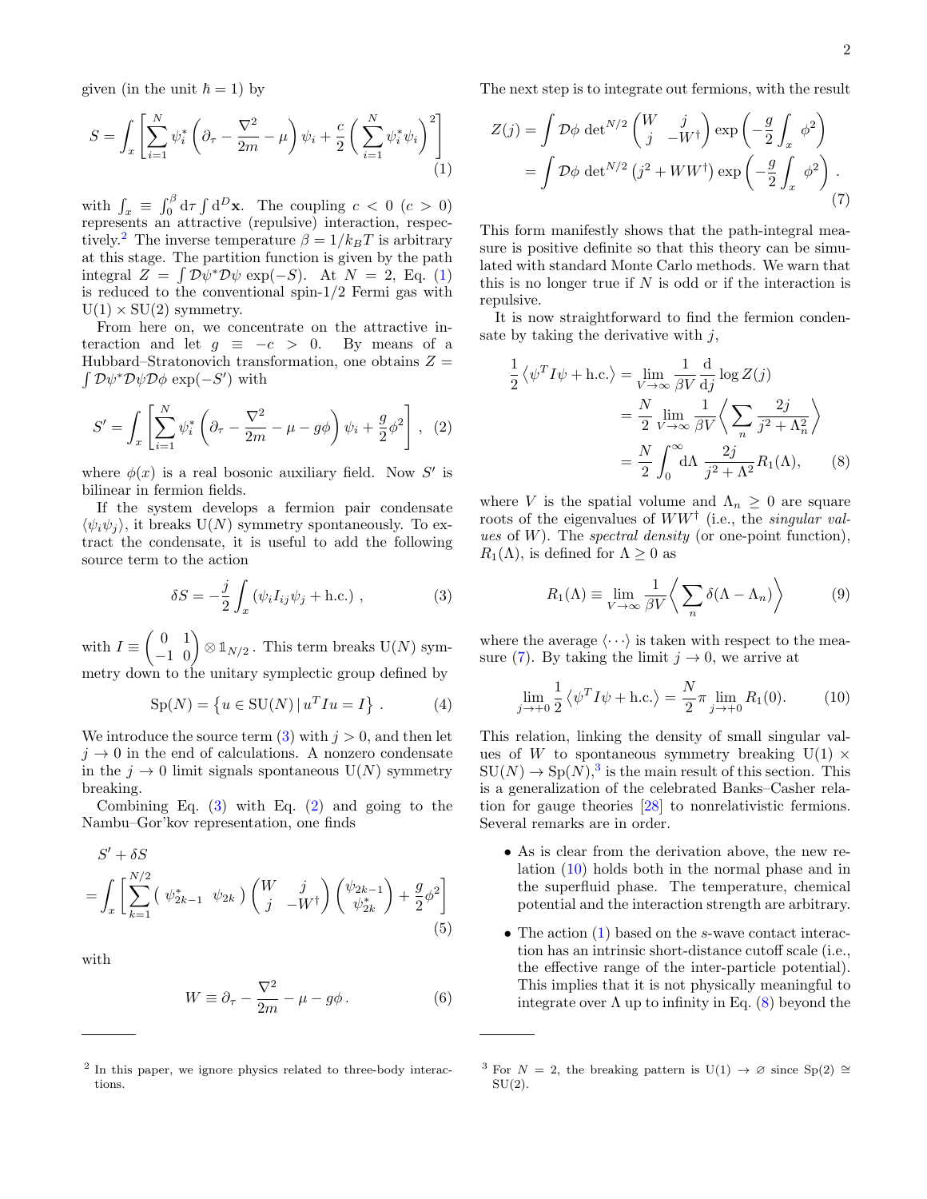given (in the unit $\hbar = 1$) by

$$S = \int_x \left[ \sum_{i=1}^{N} \psi_i^* \left( \partial_\tau - \frac{\nabla^2}{2m} - \mu \right) \psi_i + \frac{c}{2} \left( \sum_{i=1}^{N} \psi_i^* \psi_i \right)^2 \right] \tag{1}$$

with $\int_x \equiv \int_0^\beta \mathrm{d}\tau \int \mathrm{d}^D \mathbf{x}$. The coupling $c < 0$ ($c > 0$) represents an attractive (repulsive) interaction, respectively.[2] The inverse temperature $\beta = 1/k_B T$ is arbitrary at this stage. The partition function is given by the path integral $Z = \int \mathcal{D}\psi^* \mathcal{D}\psi \exp(-S)$. At $N = 2$, Eq. (1) is reduced to the conventional spin-1/2 Fermi gas with $\mathrm{U}(1) \times \mathrm{SU}(2)$ symmetry.

From here on, we concentrate on the attractive interaction and let $g \equiv -c > 0$. By means of a Hubbard–Stratonovich transformation, one obtains $Z = \int \mathcal{D}\psi^* \mathcal{D}\psi \mathcal{D}\phi \exp(-S')$ with

$$S' = \int_x \left[ \sum_{i=1}^{N} \psi_i^* \left( \partial_\tau - \frac{\nabla^2}{2m} - \mu - g\phi \right) \psi_i + \frac{g}{2} \phi^2 \right], \tag{2}$$

where $\phi(x)$ is a real bosonic auxiliary field. Now $S'$ is bilinear in fermion fields.

If the system develops a fermion pair condensate $\langle \psi_i \psi_j \rangle$, it breaks $\mathrm{U}(N)$ symmetry spontaneously. To extract the condensate, it is useful to add the following source term to the action

$$\delta S = -\frac{j}{2} \int_x (\psi_i I_{ij} \psi_j + \text{h.c.}), \tag{3}$$

with $I \equiv \begin{pmatrix} 0 & 1 \\ -1 & 0 \end{pmatrix} \otimes \mathbb{1}_{N/2}$. This term breaks $\mathrm{U}(N)$ symmetry down to the unitary symplectic group defined by

$$\mathrm{Sp}(N) = \left\{ u \in \mathrm{SU}(N) \,|\, u^T I u = I \right\}. \tag{4}$$

We introduce the source term (3) with $j > 0$, and then let $j \to 0$ in the end of calculations. A nonzero condensate in the $j \to 0$ limit signals spontaneous $\mathrm{U}(N)$ symmetry breaking.

Combining Eq. (3) with Eq. (2) and going to the Nambu–Gor'kov representation, one finds

$$\begin{aligned} &S' + \delta S \\ &= \int_x \left[ \sum_{k=1}^{N/2} \begin{pmatrix} \psi_{2k-1}^* & \psi_{2k} \end{pmatrix} \begin{pmatrix} W & j \\ j & -W^\dagger \end{pmatrix} \begin{pmatrix} \psi_{2k-1} \\ \psi_{2k}^* \end{pmatrix} + \frac{g}{2} \phi^2 \right] \end{aligned} \tag{5}$$

with

$$W \equiv \partial_\tau - \frac{\nabla^2}{2m} - \mu - g\phi. \tag{6}$$

The next step is to integrate out fermions, with the result

$$\begin{aligned} Z(j) &= \int \mathcal{D}\phi \, \det{}^{N/2} \begin{pmatrix} W & j \\ j & -W^\dagger \end{pmatrix} \exp\left( -\frac{g}{2} \int_x \phi^2 \right) \\ &= \int \mathcal{D}\phi \, \det{}^{N/2} \left( j^2 + W W^\dagger \right) \exp\left( -\frac{g}{2} \int_x \phi^2 \right). \end{aligned} \tag{7}$$

This form manifestly shows that the path-integral measure is positive definite so that this theory can be simulated with standard Monte Carlo methods. We warn that this is no longer true if $N$ is odd or if the interaction is repulsive.

It is now straightforward to find the fermion condensate by taking the derivative with $j$,

$$\begin{aligned} \frac{1}{2} \left\langle \psi^T I \psi + \text{h.c.} \right\rangle &= \lim_{V \to \infty} \frac{1}{\beta V} \frac{\mathrm{d}}{\mathrm{d}j} \log Z(j) \\ &= \frac{N}{2} \lim_{V \to \infty} \frac{1}{\beta V} \left\langle \sum_n \frac{2j}{j^2 + \Lambda_n^2} \right\rangle \\ &= \frac{N}{2} \int_0^\infty \mathrm{d}\Lambda \, \frac{2j}{j^2 + \Lambda^2} R_1(\Lambda), \end{aligned} \tag{8}$$

where $V$ is the spatial volume and $\Lambda_n \geq 0$ are square roots of the eigenvalues of $WW^\dagger$ (i.e., the *singular values* of $W$). The *spectral density* (or one-point function), $R_1(\Lambda)$, is defined for $\Lambda \geq 0$ as

$$R_1(\Lambda) \equiv \lim_{V \to \infty} \frac{1}{\beta V} \left\langle \sum_n \delta(\Lambda - \Lambda_n) \right\rangle \tag{9}$$

where the average $\langle \cdots \rangle$ is taken with respect to the measure (7). By taking the limit $j \to 0$, we arrive at

$$\lim_{j \to +0} \frac{1}{2} \left\langle \psi^T I \psi + \text{h.c.} \right\rangle = \frac{N}{2} \pi \lim_{j \to +0} R_1(0). \tag{10}$$

This relation, linking the density of small singular values of $W$ to spontaneous symmetry breaking $\mathrm{U}(1) \times \mathrm{SU}(N) \to \mathrm{Sp}(N)$,[3] is the main result of this section. This is a generalization of the celebrated Banks–Casher relation for gauge theories [28] to nonrelativistic fermions. Several remarks are in order.

- As is clear from the derivation above, the new relation (10) holds both in the normal phase and in the superfluid phase. The temperature, chemical potential and the interaction strength are arbitrary.
- The action (1) based on the $s$-wave contact interaction has an intrinsic short-distance cutoff scale (i.e., the effective range of the inter-particle potential). This implies that it is not physically meaningful to integrate over $\Lambda$ up to infinity in Eq. (8) beyond the

---

[2] In this paper, we ignore physics related to three-body interactions.

[3] For $N = 2$, the breaking pattern is $\mathrm{U}(1) \to \varnothing$ since $\mathrm{Sp}(2) \cong \mathrm{SU}(2)$.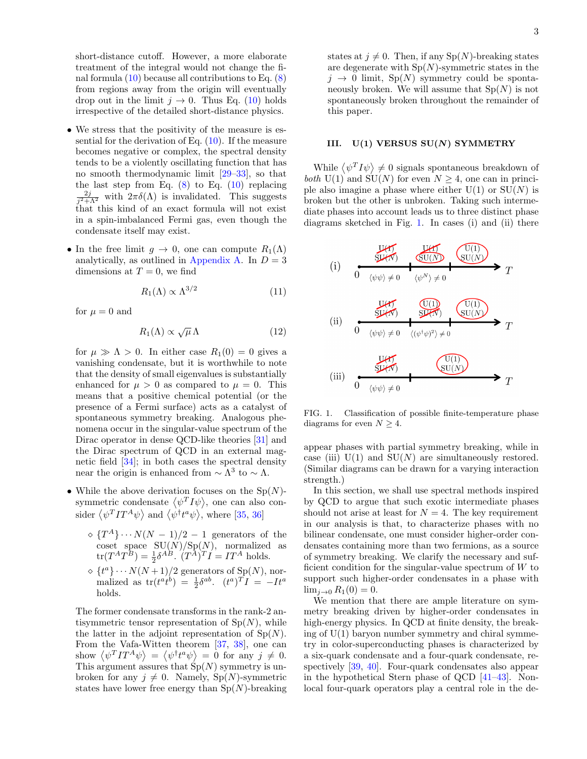short-distance cutoff. However, a more elaborate treatment of the integral would not change the final formula (10) because all contributions to Eq. (8) from regions away from the origin will eventually drop out in the limit $j \to 0$. Thus Eq. (10) holds irrespective of the detailed short-distance physics.

- We stress that the positivity of the measure is essential for the derivation of Eq. (10). If the measure becomes negative or complex, the spectral density tends to be a violently oscillating function that has no smooth thermodynamic limit [29–33], so that the last step from Eq. (8) to Eq. (10) replacing $\frac{2j}{j^2+\Lambda^2}$ with $2\pi\delta(\Lambda)$ is invalidated. This suggests that this kind of an exact formula will not exist in a spin-imbalanced Fermi gas, even though the condensate itself may exist.

- In the free limit $g \to 0$, one can compute $R_1(\Lambda)$ analytically, as outlined in Appendix A. In $D = 3$ dimensions at $T = 0$, we find

$$R_1(\Lambda) \propto \Lambda^{3/2} \tag{11}$$

for $\mu = 0$ and

$$R_1(\Lambda) \propto \sqrt{\mu}\,\Lambda \tag{12}$$

for $\mu \gg \Lambda > 0$. In either case $R_1(0) = 0$ gives a vanishing condensate, but it is worthwhile to note that the density of small eigenvalues is substantially enhanced for $\mu > 0$ as compared to $\mu = 0$. This means that a positive chemical potential (or the presence of a Fermi surface) acts as a catalyst of spontaneous symmetry breaking. Analogous phenomena occur in the singular-value spectrum of the Dirac operator in dense QCD-like theories [31] and the Dirac spectrum of QCD in an external magnetic field [34]; in both cases the spectral density near the origin is enhanced from $\sim \Lambda^3$ to $\sim \Lambda$.

- While the above derivation focuses on the Sp($N$)-symmetric condensate $\langle \psi^T I \psi \rangle$, one can also consider $\langle \psi^T I T^A \psi \rangle$ and $\langle \psi^\dagger t^a \psi \rangle$, where [35, 36]

  - $\{T^A\} \cdots N(N-1)/2 - 1$ generators of the coset space SU($N$)/Sp($N$), normalized as $\mathrm{tr}(T^A T^B) = \frac{1}{2}\delta^{AB}$. $(T^A)^T I = I T^A$ holds.
  - $\{t^a\} \cdots N(N+1)/2$ generators of Sp($N$), normalized as $\mathrm{tr}(t^a t^b) = \frac{1}{2}\delta^{ab}$. $(t^a)^T I = -I t^a$ holds.

The former condensate transforms in the rank-2 antisymmetric tensor representation of Sp($N$), while the latter in the adjoint representation of Sp($N$). From the Vafa-Witten theorem [37, 38], one can show $\langle \psi^T I T^A \psi \rangle = \langle \psi^\dagger t^a \psi \rangle = 0$ for any $j \neq 0$. This argument assures that Sp($N$) symmetry is unbroken for any $j \neq 0$. Namely, Sp($N$)-symmetric states have lower free energy than Sp($N$)-breaking states at $j \neq 0$. Then, if any Sp($N$)-breaking states are degenerate with Sp($N$)-symmetric states in the $j \to 0$ limit, Sp($N$) symmetry could be spontaneously broken. We will assume that Sp($N$) is not spontaneously broken throughout the remainder of this paper.

## III. U(1) VERSUS SU($N$) SYMMETRY

While $\langle \psi^T I \psi \rangle \neq 0$ signals spontaneous breakdown of *both* U(1) and SU($N$) for even $N \geq 4$, one can in principle also imagine a phase where either U(1) or SU($N$) is broken but the other is unbroken. Taking such intermediate phases into account leads us to three distinct phase diagrams sketched in Fig. 1. In cases (i) and (ii) there appear phases with partial symmetry breaking, while in case (iii) U(1) and SU($N$) are simultaneously restored. (Similar diagrams can be drawn for a varying interaction strength.)

(i) 0 — U(1) SU($N$) — $\langle\psi\psi\rangle \neq 0$ — U(1) SU($N$) — $\langle\psi^N\rangle \neq 0$ — U(1) SU($N$) — $T$

(ii) 0 — U(1) SU($N$) — $\langle\psi\psi\rangle \neq 0$ — U(1) SU($N$) — $\langle(\psi^\dagger\psi)^2\rangle \neq 0$ — U(1) SU($N$) — $T$

(iii) 0 — U(1) SU($N$) — $\langle\psi\psi\rangle \neq 0$ — U(1) SU($N$) — $T$

FIG. 1. Classification of possible finite-temperature phase diagrams for even $N \geq 4$.

In this section, we shall use spectral methods inspired by QCD to argue that such exotic intermediate phases should not arise at least for $N = 4$. The key requirement in our analysis is that, to characterize phases with no bilinear condensate, one must consider higher-order condensates containing more than two fermions, as a source of symmetry breaking. We clarify the necessary and sufficient condition for the singular-value spectrum of $W$ to support such higher-order condensates in a phase with $\lim_{j\to 0} R_1(0) = 0$.

We mention that there are ample literature on symmetry breaking driven by higher-order condensates in high-energy physics. In QCD at finite density, the breaking of U(1) baryon number symmetry and chiral symmetry in color-superconducting phases is characterized by a six-quark condensate and a four-quark condensate, respectively [39, 40]. Four-quark condensates also appear in the hypothetical Stern phase of QCD [41–43]. Nonlocal four-quark operators play a central role in the de-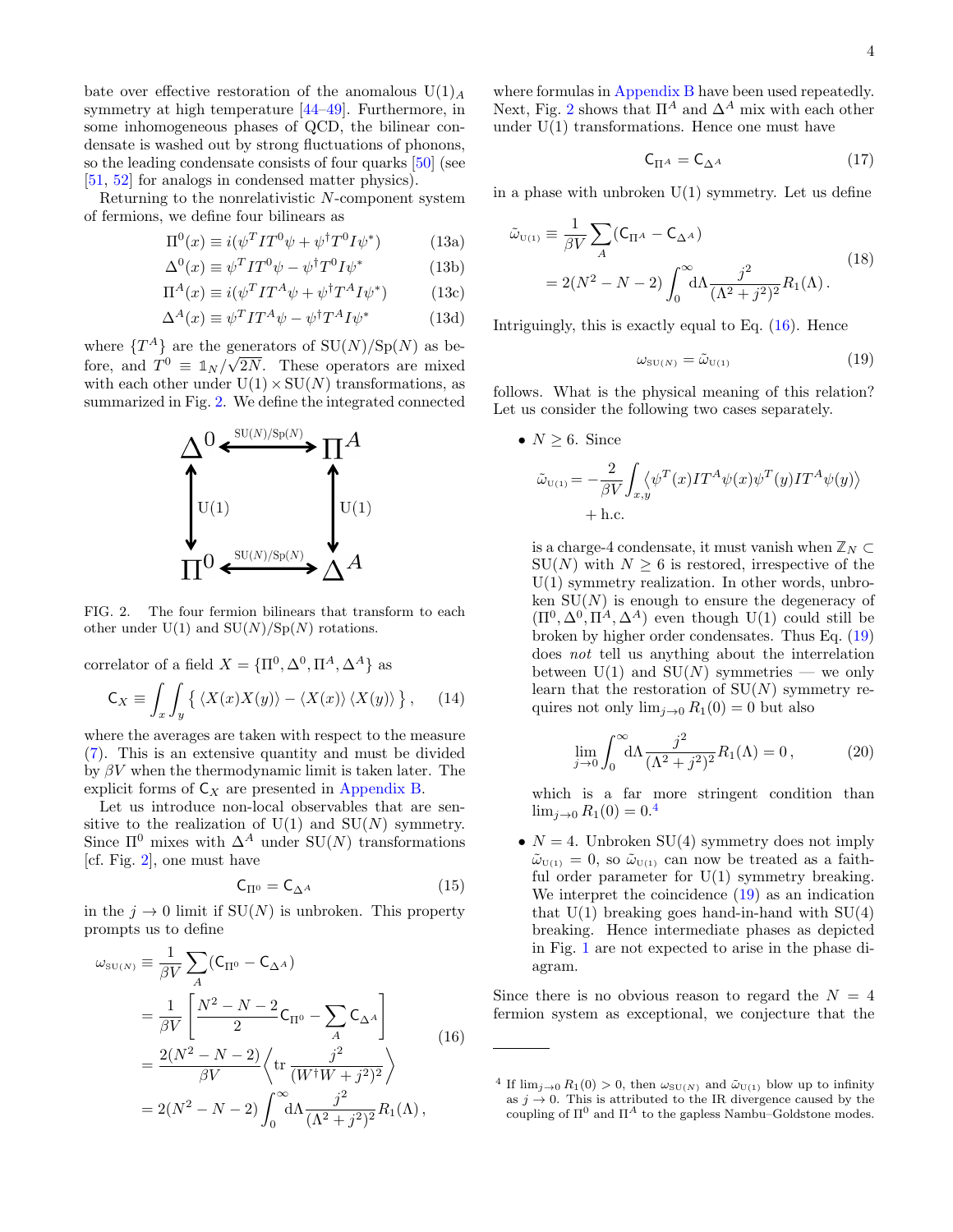bate over effective restoration of the anomalous $\mathrm{U}(1)_A$ symmetry at high temperature [44–49]. Furthermore, in some inhomogeneous phases of QCD, the bilinear condensate is washed out by strong fluctuations of phonons, so the leading condensate consists of four quarks [50] (see [51, 52] for analogs in condensed matter physics).

Returning to the nonrelativistic $N$-component system of fermions, we define four bilinears as

$$\Pi^0(x) \equiv i(\psi^T I T^0 \psi + \psi^\dagger T^0 I \psi^*) \tag{13a}$$
$$\Delta^0(x) \equiv \psi^T I T^0 \psi - \psi^\dagger T^0 I \psi^* \tag{13b}$$
$$\Pi^A(x) \equiv i(\psi^T I T^A \psi + \psi^\dagger T^A I \psi^*) \tag{13c}$$
$$\Delta^A(x) \equiv \psi^T I T^A \psi - \psi^\dagger T^A I \psi^* \tag{13d}$$

where $\{T^A\}$ are the generators of $\mathrm{SU}(N)/\mathrm{Sp}(N)$ as before, and $T^0 \equiv \mathbb{1}_N/\sqrt{2N}$. These operators are mixed with each other under $\mathrm{U}(1)\times\mathrm{SU}(N)$ transformations, as summarized in Fig. 2. We define the integrated connected

$\Delta^0$ ⟷ (SU(N)/Sp(N)) ⟷ $\Pi^A$
U(1) U(1)
$\Pi^0$ ⟷ (SU(N)/Sp(N)) ⟷ $\Delta^A$

FIG. 2. The four fermion bilinears that transform to each other under U(1) and SU(N)/Sp(N) rotations.

correlator of a field $X = \{\Pi^0, \Delta^0, \Pi^A, \Delta^A\}$ as

$$\mathsf{C}_X \equiv \int_x \int_y \left\{ \langle X(x) X(y)\rangle - \langle X(x)\rangle \langle X(y)\rangle \right\}, \tag{14}$$

where the averages are taken with respect to the measure (7). This is an extensive quantity and must be divided by $\beta V$ when the thermodynamic limit is taken later. The explicit forms of $\mathsf{C}_X$ are presented in Appendix B.

Let us introduce non-local observables that are sensitive to the realization of U(1) and SU(N) symmetry. Since $\Pi^0$ mixes with $\Delta^A$ under SU(N) transformations [cf. Fig. 2], one must have

$$\mathsf{C}_{\Pi^0} = \mathsf{C}_{\Delta^A} \tag{15}$$

in the $j \to 0$ limit if SU(N) is unbroken. This property prompts us to define

$$\begin{aligned}
\omega_{\mathrm{SU}(N)} &\equiv \frac{1}{\beta V}\sum_A (\mathsf{C}_{\Pi^0} - \mathsf{C}_{\Delta^A}) \\
&= \frac{1}{\beta V}\left[\frac{N^2-N-2}{2}\mathsf{C}_{\Pi^0} - \sum_A \mathsf{C}_{\Delta^A}\right] \\
&= \frac{2(N^2-N-2)}{\beta V}\left\langle \operatorname{tr}\frac{j^2}{(W^\dagger W + j^2)^2}\right\rangle \\
&= 2(N^2-N-2)\int_0^\infty \mathrm{d}\Lambda \frac{j^2}{(\Lambda^2+j^2)^2} R_1(\Lambda),
\end{aligned} \tag{16}$$

where formulas in Appendix B have been used repeatedly. Next, Fig. 2 shows that $\Pi^A$ and $\Delta^A$ mix with each other under U(1) transformations. Hence one must have

$$\mathsf{C}_{\Pi^A} = \mathsf{C}_{\Delta^A} \tag{17}$$

in a phase with unbroken U(1) symmetry. Let us define

$$\begin{aligned}
\tilde{\omega}_{\mathrm{U}(1)} &\equiv \frac{1}{\beta V}\sum_A (\mathsf{C}_{\Pi^A} - \mathsf{C}_{\Delta^A}) \\
&= 2(N^2-N-2)\int_0^\infty \mathrm{d}\Lambda \frac{j^2}{(\Lambda^2+j^2)^2} R_1(\Lambda).
\end{aligned} \tag{18}$$

Intriguingly, this is exactly equal to Eq. (16). Hence

$$\omega_{\mathrm{SU}(N)} = \tilde{\omega}_{\mathrm{U}(1)} \tag{19}$$

follows. What is the physical meaning of this relation? Let us consider the following two cases separately.

- $N \geq 6$. Since

  $$\tilde{\omega}_{\mathrm{U}(1)} = -\frac{2}{\beta V}\int_{x,y}\left\langle \psi^T(x) I T^A \psi(x) \psi^T(y) I T^A \psi(y)\right\rangle + \text{h.c.}$$

  is a charge-4 condensate, it must vanish when $\mathbb{Z}_N \subset \mathrm{SU}(N)$ with $N \geq 6$ is restored, irrespective of the U(1) symmetry realization. In other words, unbroken SU(N) is enough to ensure the degeneracy of $(\Pi^0, \Delta^0, \Pi^A, \Delta^A)$ even though U(1) could still be broken by higher order condensates. Thus Eq. (19) does *not* tell us anything about the interrelation between U(1) and SU(N) symmetries — we only learn that the restoration of SU(N) symmetry requires not only $\lim_{j\to 0} R_1(0) = 0$ but also

  $$\lim_{j\to 0}\int_0^\infty \mathrm{d}\Lambda \frac{j^2}{(\Lambda^2+j^2)^2} R_1(\Lambda) = 0, \tag{20}$$

  which is a far more stringent condition than $\lim_{j\to 0} R_1(0) = 0$.[4]

- $N = 4$. Unbroken SU(4) symmetry does not imply $\tilde{\omega}_{\mathrm{U}(1)} = 0$, so $\tilde{\omega}_{\mathrm{U}(1)}$ can now be treated as a faithful order parameter for U(1) symmetry breaking. We interpret the coincidence (19) as an indication that U(1) breaking goes hand-in-hand with SU(4) breaking. Hence intermediate phases as depicted in Fig. 1 are not expected to arise in the phase diagram.

Since there is no obvious reason to regard the $N = 4$ fermion system as exceptional, we conjecture that the

[4] If $\lim_{j\to 0} R_1(0) > 0$, then $\omega_{\mathrm{SU}(N)}$ and $\tilde{\omega}_{\mathrm{U}(1)}$ blow up to infinity as $j \to 0$. This is attributed to the IR divergence caused by the coupling of $\Pi^0$ and $\Pi^A$ to the gapless Nambu–Goldstone modes.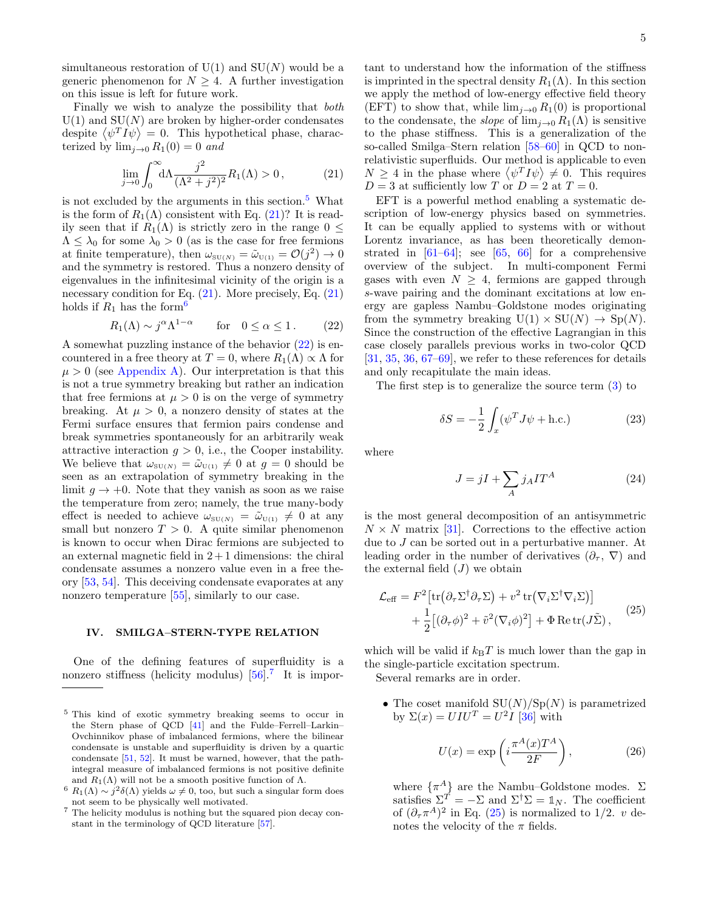simultaneous restoration of U(1) and SU($N$) would be a generic phenomenon for $N \geq 4$. A further investigation on this issue is left for future work.

Finally we wish to analyze the possibility that *both* U(1) and SU($N$) are broken by higher-order condensates despite $\langle \psi^T I \psi \rangle = 0$. This hypothetical phase, characterized by $\lim_{j\to 0} R_1(0) = 0$ *and*

$$\lim_{j\to 0} \int_0^\infty \mathrm{d}\Lambda \frac{j^2}{(\Lambda^2 + j^2)^2} R_1(\Lambda) > 0 \,, \tag{21}$$

is not excluded by the arguments in this section.[5] What is the form of $R_1(\Lambda)$ consistent with Eq. (21)? It is readily seen that if $R_1(\Lambda)$ is strictly zero in the range $0 \leq \Lambda \leq \lambda_0$ for some $\lambda_0 > 0$ (as is the case for free fermions at finite temperature), then $\omega_{\mathrm{SU}(N)} = \tilde{\omega}_{\mathrm{U}(1)} = \mathcal{O}(j^2) \to 0$ and the symmetry is restored. Thus a nonzero density of eigenvalues in the infinitesimal vicinity of the origin is a necessary condition for Eq. (21). More precisely, Eq. (21) holds if $R_1$ has the form[6]

$$R_1(\Lambda) \sim j^\alpha \Lambda^{1-\alpha} \qquad \text{for} \quad 0 \leq \alpha \leq 1 \,. \tag{22}$$

A somewhat puzzling instance of the behavior (22) is encountered in a free theory at $T = 0$, where $R_1(\Lambda) \propto \Lambda$ for $\mu > 0$ (see Appendix A). Our interpretation is that this is not a true symmetry breaking but rather an indication that free fermions at $\mu > 0$ is on the verge of symmetry breaking. At $\mu > 0$, a nonzero density of states at the Fermi surface ensures that fermion pairs condense and break symmetries spontaneously for an arbitrarily weak attractive interaction $g > 0$, i.e., the Cooper instability. We believe that $\omega_{\mathrm{SU}(N)} = \tilde{\omega}_{\mathrm{U}(1)} \neq 0$ at $g = 0$ should be seen as an extrapolation of symmetry breaking in the limit $g \to +0$. Note that they vanish as soon as we raise the temperature from zero; namely, the true many-body effect is needed to achieve $\omega_{\mathrm{SU}(N)} = \tilde{\omega}_{\mathrm{U}(1)} \neq 0$ at any small but nonzero $T > 0$. A quite similar phenomenon is known to occur when Dirac fermions are subjected to an external magnetic field in 2+1 dimensions: the chiral condensate assumes a nonzero value even in a free theory [53, 54]. This deceiving condensate evaporates at any nonzero temperature [55], similarly to our case.

## IV. SMILGA–STERN-TYPE RELATION

One of the defining features of superfluidity is a nonzero stiffness (helicity modulus) [56].[7] It is important to understand how the information of the stiffness is imprinted in the spectral density $R_1(\Lambda)$. In this section we apply the method of low-energy effective field theory (EFT) to show that, while $\lim_{j\to 0} R_1(0)$ is proportional to the condensate, the *slope* of $\lim_{j\to 0} R_1(\Lambda)$ is sensitive to the phase stiffness. This is a generalization of the so-called Smilga–Stern relation [58–60] in QCD to nonrelativistic superfluids. Our method is applicable to even $N \geq 4$ in the phase where $\langle \psi^T I \psi \rangle \neq 0$. This requires $D = 3$ at sufficiently low $T$ or $D = 2$ at $T = 0$.

EFT is a powerful method enabling a systematic description of low-energy physics based on symmetries. It can be equally applied to systems with or without Lorentz invariance, as has been theoretically demonstrated in [61–64]; see [65, 66] for a comprehensive overview of the subject. In multi-component Fermi gases with even $N \geq 4$, fermions are gapped through $s$-wave pairing and the dominant excitations at low energy are gapless Nambu–Goldstone modes originating from the symmetry breaking $\mathrm{U}(1) \times \mathrm{SU}(N) \to \mathrm{Sp}(N)$. Since the construction of the effective Lagrangian in this case closely parallels previous works in two-color QCD [31, 35, 36, 67–69], we refer to these references for details and only recapitulate the main ideas.

The first step is to generalize the source term (3) to

$$\delta S = -\frac{1}{2} \int_x (\psi^T J \psi + \text{h.c.}) \tag{23}$$

where

$$J = jI + \sum_A j_A I T^A \tag{24}$$

is the most general decomposition of an antisymmetric $N \times N$ matrix [31]. Corrections to the effective action due to $J$ can be sorted out in a perturbative manner. At leading order in the number of derivatives ($\partial_\tau$, $\nabla$) and the external field ($J$) we obtain

$$\begin{aligned} \mathcal{L}_{\text{eff}} = F^2 \big[ \mathrm{tr}\big(\partial_\tau \Sigma^\dagger \partial_\tau \Sigma\big) + v^2\, \mathrm{tr}\big(\nabla_i \Sigma^\dagger \nabla_i \Sigma\big) \big] \\ + \frac{1}{2} \big[ (\partial_\tau \phi)^2 + \tilde{v}^2 (\nabla_i \phi)^2 \big] + \Phi\, \mathrm{Re}\, \mathrm{tr}(J \tilde{\Sigma}) \,, \end{aligned} \tag{25}$$

which will be valid if $k_{\mathrm{B}} T$ is much lower than the gap in the single-particle excitation spectrum.

Several remarks are in order.

- The coset manifold $\mathrm{SU}(N)/\mathrm{Sp}(N)$ is parametrized by $\Sigma(x) = U I U^T = U^2 I$ [36] with

$$U(x) = \exp\left( i \frac{\pi^A(x) T^A}{2F} \right) , \tag{26}$$

  where $\{\pi^A\}$ are the Nambu–Goldstone modes. $\Sigma$ satisfies $\Sigma^T = -\Sigma$ and $\Sigma^\dagger \Sigma = \mathbb{1}_N$. The coefficient of $(\partial_\tau \pi^A)^2$ in Eq. (25) is normalized to 1/2. $v$ denotes the velocity of the $\pi$ fields.

---

[5] This kind of exotic symmetry breaking seems to occur in the Stern phase of QCD [41] and the Fulde–Ferrell–Larkin–Ovchinnikov phase of imbalanced fermions, where the bilinear condensate is unstable and superfluidity is driven by a quartic condensate [51, 52]. It must be warned, however, that the path-integral measure of imbalanced fermions is not positive definite and $R_1(\Lambda)$ will not be a smooth positive function of $\Lambda$.

[6] $R_1(\Lambda) \sim j^2 \delta(\Lambda)$ yields $\omega \neq 0$, too, but such a singular form does not seem to be physically well motivated.

[7] The helicity modulus is nothing but the squared pion decay constant in the terminology of QCD literature [57].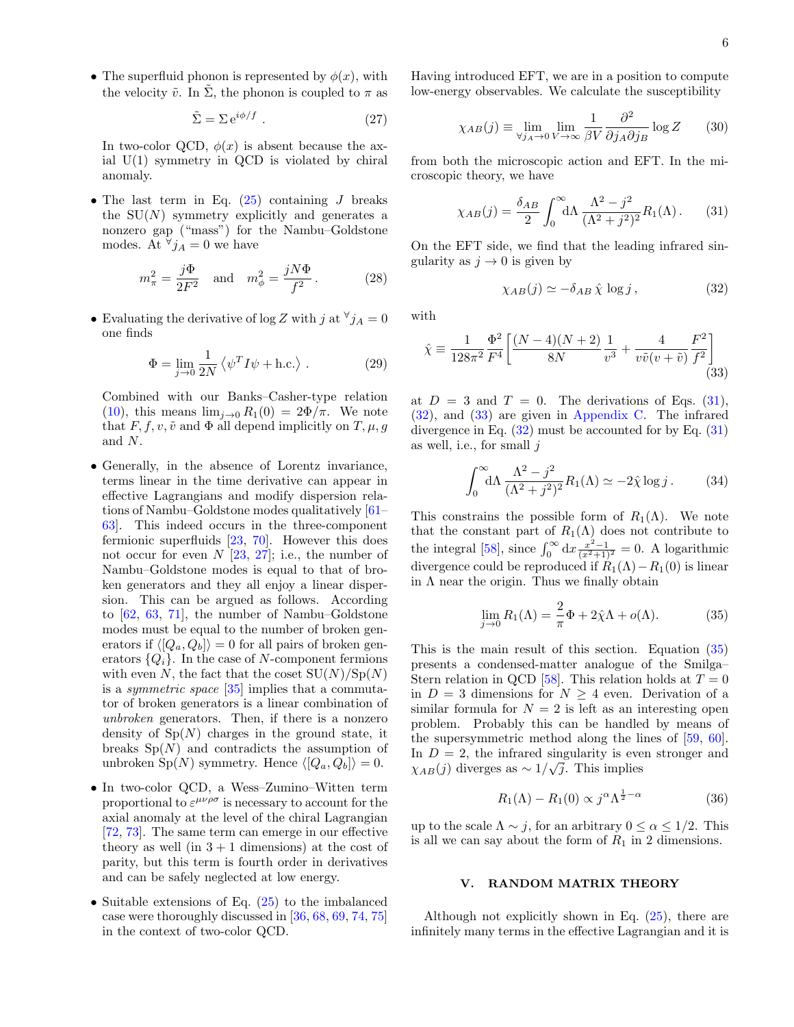- The superfluid phonon is represented by $\phi(x)$, with the velocity $\tilde{v}$. In $\tilde{\Sigma}$, the phonon is coupled to $\pi$ as

$$\tilde{\Sigma} = \Sigma \, \mathrm{e}^{i\phi/f} \,. \tag{27}$$

In two-color QCD, $\phi(x)$ is absent because the axial U(1) symmetry in QCD is violated by chiral anomaly.

- The last term in Eq. (25) containing $J$ breaks the SU($N$) symmetry explicitly and generates a nonzero gap ("mass") for the Nambu–Goldstone modes. At ${}^\forall j_A = 0$ we have

$$m_\pi^2 = \frac{j\Phi}{2F^2} \quad \text{and} \quad m_\phi^2 = \frac{jN\Phi}{f^2} \,. \tag{28}$$

- Evaluating the derivative of $\log Z$ with $j$ at ${}^\forall j_A = 0$ one finds

$$\Phi = \lim_{j\to 0} \frac{1}{2N} \left\langle \psi^T I \psi + \text{h.c.} \right\rangle \,. \tag{29}$$

Combined with our Banks–Casher-type relation (10), this means $\lim_{j\to 0} R_1(0) = 2\Phi/\pi$. We note that $F, f, v, \tilde{v}$ and $\Phi$ all depend implicitly on $T, \mu, g$ and $N$.

- Generally, in the absence of Lorentz invariance, terms linear in the time derivative can appear in effective Lagrangians and modify dispersion relations of Nambu–Goldstone modes qualitatively [61–63]. This indeed occurs in the three-component fermionic superfluids [23, 70]. However this does not occur for even $N$ [23, 27]; i.e., the number of Nambu–Goldstone modes is equal to that of broken generators and they all enjoy a linear dispersion. This can be argued as follows. According to [62, 63, 71], the number of Nambu–Goldstone modes must be equal to the number of broken generators if $\langle [Q_a, Q_b] \rangle = 0$ for all pairs of broken generators $\{Q_i\}$. In the case of $N$-component fermions with even $N$, the fact that the coset SU($N$)/Sp($N$) is a *symmetric space* [35] implies that a commutator of broken generators is a linear combination of *unbroken* generators. Then, if there is a nonzero density of Sp($N$) charges in the ground state, it breaks Sp($N$) and contradicts the assumption of unbroken Sp($N$) symmetry. Hence $\langle [Q_a, Q_b] \rangle = 0$.

- In two-color QCD, a Wess–Zumino–Witten term proportional to $\varepsilon^{\mu\nu\rho\sigma}$ is necessary to account for the axial anomaly at the level of the chiral Lagrangian [72, 73]. The same term can emerge in our effective theory as well (in $3+1$ dimensions) at the cost of parity, but this term is fourth order in derivatives and can be safely neglected at low energy.

- Suitable extensions of Eq. (25) to the imbalanced case were thoroughly discussed in [36, 68, 69, 74, 75] in the context of two-color QCD.

Having introduced EFT, we are in a position to compute low-energy observables. We calculate the susceptibility

$$\chi_{AB}(j) \equiv \lim_{{}^\forall j_A \to 0} \lim_{V\to\infty} \frac{1}{\beta V} \frac{\partial^2}{\partial j_A \partial j_B} \log Z \tag{30}$$

from both the microscopic action and EFT. In the microscopic theory, we have

$$\chi_{AB}(j) = \frac{\delta_{AB}}{2} \int_0^\infty \mathrm{d}\Lambda \, \frac{\Lambda^2 - j^2}{(\Lambda^2 + j^2)^2} R_1(\Lambda) \,. \tag{31}$$

On the EFT side, we find that the leading infrared singularity as $j \to 0$ is given by

$$\chi_{AB}(j) \simeq -\delta_{AB} \, \hat{\chi} \, \log j \,, \tag{32}$$

with

$$\hat{\chi} \equiv \frac{1}{128\pi^2} \frac{\Phi^2}{F^4} \left[ \frac{(N-4)(N+2)}{8N} \frac{1}{v^3} + \frac{4}{v\tilde{v}(v+\tilde{v})} \frac{F^2}{f^2} \right] \tag{33}$$

at $D = 3$ and $T = 0$. The derivations of Eqs. (31), (32), and (33) are given in Appendix C. The infrared divergence in Eq. (32) must be accounted for by Eq. (31) as well, i.e., for small $j$

$$\int_0^\infty \mathrm{d}\Lambda \, \frac{\Lambda^2 - j^2}{(\Lambda^2 + j^2)^2} R_1(\Lambda) \simeq -2\hat{\chi} \log j \,. \tag{34}$$

This constrains the possible form of $R_1(\Lambda)$. We note that the constant part of $R_1(\Lambda)$ does not contribute to the integral [58], since $\int_0^\infty \mathrm{d}x \frac{x^2-1}{(x^2+1)^2} = 0$. A logarithmic divergence could be reproduced if $R_1(\Lambda) - R_1(0)$ is linear in $\Lambda$ near the origin. Thus we finally obtain

$$\lim_{j\to 0} R_1(\Lambda) = \frac{2}{\pi}\Phi + 2\hat{\chi}\Lambda + o(\Lambda). \tag{35}$$

This is the main result of this section. Equation (35) presents a condensed-matter analogue of the Smilga–Stern relation in QCD [58]. This relation holds at $T = 0$ in $D = 3$ dimensions for $N \geq 4$ even. Derivation of a similar formula for $N = 2$ is left as an interesting open problem. Probably this can be handled by means of the supersymmetric method along the lines of [59, 60]. In $D = 2$, the infrared singularity is even stronger and $\chi_{AB}(j)$ diverges as $\sim 1/\sqrt{j}$. This implies

$$R_1(\Lambda) - R_1(0) \propto j^\alpha \Lambda^{\frac{1}{2}-\alpha} \tag{36}$$

up to the scale $\Lambda \sim j$, for an arbitrary $0 \leq \alpha \leq 1/2$. This is all we can say about the form of $R_1$ in 2 dimensions.

## V. RANDOM MATRIX THEORY

Although not explicitly shown in Eq. (25), there are infinitely many terms in the effective Lagrangian and it is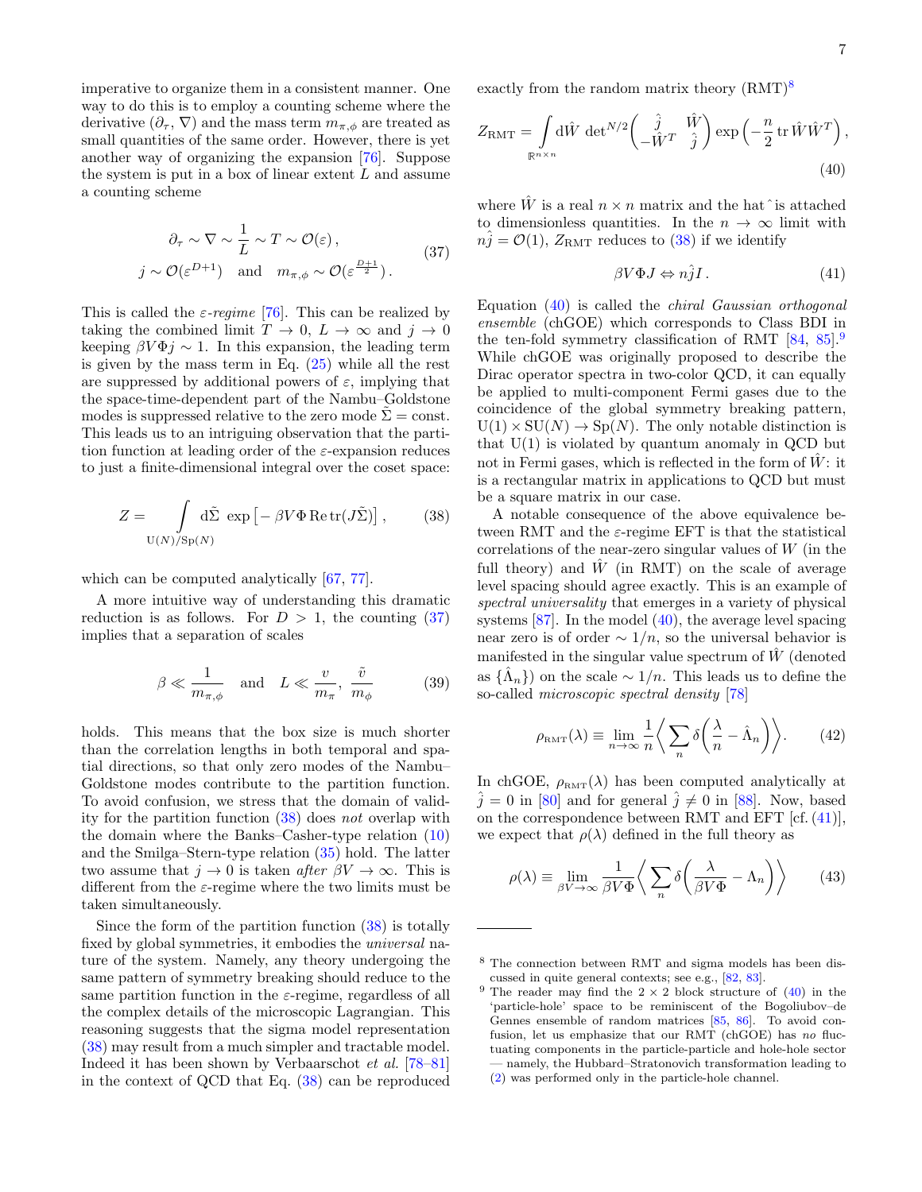imperative to organize them in a consistent manner. One way to do this is to employ a counting scheme where the derivative $(\partial_\tau, \nabla)$ and the mass term $m_{\pi,\phi}$ are treated as small quantities of the same order. However, there is yet another way of organizing the expansion [76]. Suppose the system is put in a box of linear extent $L$ and assume a counting scheme

$$\partial_\tau \sim \nabla \sim \frac{1}{L} \sim T \sim \mathcal{O}(\varepsilon)\,,\\ j \sim \mathcal{O}(\varepsilon^{D+1}) \quad \text{and} \quad m_{\pi,\phi} \sim \mathcal{O}(\varepsilon^{\frac{D+1}{2}})\,. \tag{37}$$

This is called the *ε-regime* [76]. This can be realized by taking the combined limit $T \to 0$, $L \to \infty$ and $j \to 0$ keeping $\beta V \Phi j \sim 1$. In this expansion, the leading term is given by the mass term in Eq. (25) while all the rest are suppressed by additional powers of $\varepsilon$, implying that the space-time-dependent part of the Nambu–Goldstone modes is suppressed relative to the zero mode $\tilde{\Sigma} = \text{const}$. This leads us to an intriguing observation that the partition function at leading order of the ε-expansion reduces to just a finite-dimensional integral over the coset space:

$$Z = \int\limits_{\mathrm{U}(N)/\mathrm{Sp}(N)} \mathrm{d}\tilde{\Sigma}\, \exp\left[-\beta V \Phi \,\mathrm{Re}\,\mathrm{tr}(J\tilde{\Sigma})\right], \tag{38}$$

which can be computed analytically [67, 77].

A more intuitive way of understanding this dramatic reduction is as follows. For $D > 1$, the counting (37) implies that a separation of scales

$$\beta \ll \frac{1}{m_{\pi,\phi}} \quad \text{and} \quad L \ll \frac{v}{m_\pi},\, \frac{\tilde{v}}{m_\phi} \tag{39}$$

holds. This means that the box size is much shorter than the correlation lengths in both temporal and spatial directions, so that only zero modes of the Nambu–Goldstone modes contribute to the partition function. To avoid confusion, we stress that the domain of validity for the partition function (38) does *not* overlap with the domain where the Banks–Casher-type relation (10) and the Smilga–Stern-type relation (35) hold. The latter two assume that $j \to 0$ is taken *after* $\beta V \to \infty$. This is different from the ε-regime where the two limits must be taken simultaneously.

Since the form of the partition function (38) is totally fixed by global symmetries, it embodies the *universal* nature of the system. Namely, any theory undergoing the same pattern of symmetry breaking should reduce to the same partition function in the ε-regime, regardless of all the complex details of the microscopic Lagrangian. This reasoning suggests that the sigma model representation (38) may result from a much simpler and tractable model. Indeed it has been shown by Verbaarschot *et al.* [78–81] in the context of QCD that Eq. (38) can be reproduced exactly from the random matrix theory (RMT)[8]

$$Z_{\text{RMT}} = \int\limits_{\mathbb{R}^{n\times n}} \mathrm{d}\hat{W}\, \det{}^{N/2}\begin{pmatrix} \hat{j} & \hat{W} \\ -\hat{W}^T & \hat{j} \end{pmatrix} \exp\left(-\frac{n}{2}\,\mathrm{tr}\,\hat{W}\hat{W}^T\right), \tag{40}$$

where $\hat{W}$ is a real $n \times n$ matrix and the hat $\hat{}$ is attached to dimensionless quantities. In the $n \to \infty$ limit with $n\hat{j} = \mathcal{O}(1)$, $Z_{\text{RMT}}$ reduces to (38) if we identify

$$\beta V \Phi J \Leftrightarrow n\hat{j} I\,. \tag{41}$$

Equation (40) is called the *chiral Gaussian orthogonal ensemble* (chGOE) which corresponds to Class BDI in the ten-fold symmetry classification of RMT [84, 85].[9] While chGOE was originally proposed to describe the Dirac operator spectra in two-color QCD, it can equally be applied to multi-component Fermi gases due to the coincidence of the global symmetry breaking pattern, $\mathrm{U}(1) \times \mathrm{SU}(N) \to \mathrm{Sp}(N)$. The only notable distinction is that U(1) is violated by quantum anomaly in QCD but not in Fermi gases, which is reflected in the form of $\hat{W}$: it is a rectangular matrix in applications to QCD but must be a square matrix in our case.

A notable consequence of the above equivalence between RMT and the ε-regime EFT is that the statistical correlations of the near-zero singular values of $W$ (in the full theory) and $\hat{W}$ (in RMT) on the scale of average level spacing should agree exactly. This is an example of *spectral universality* that emerges in a variety of physical systems [87]. In the model (40), the average level spacing near zero is of order $\sim 1/n$, so the universal behavior is manifested in the singular value spectrum of $\hat{W}$ (denoted as $\{\hat{\Lambda}_n\}$) on the scale $\sim 1/n$. This leads us to define the so-called *microscopic spectral density* [78]

$$\rho_{\text{RMT}}(\lambda) \equiv \lim_{n\to\infty} \frac{1}{n}\left\langle \sum_n \delta\!\left(\frac{\lambda}{n} - \hat{\Lambda}_n\right)\right\rangle. \tag{42}$$

In chGOE, $\rho_{\text{RMT}}(\lambda)$ has been computed analytically at $\hat{j} = 0$ in [80] and for general $\hat{j} \neq 0$ in [88]. Now, based on the correspondence between RMT and EFT [cf. (41)], we expect that $\rho(\lambda)$ defined in the full theory as

$$\rho(\lambda) \equiv \lim_{\beta V \to \infty} \frac{1}{\beta V \Phi}\left\langle \sum_n \delta\!\left(\frac{\lambda}{\beta V \Phi} - \Lambda_n\right)\right\rangle \tag{43}$$

---

[8] The connection between RMT and sigma models has been discussed in quite general contexts; see e.g., [82, 83].

[9] The reader may find the $2 \times 2$ block structure of (40) in the 'particle-hole' space to be reminiscent of the Bogoliubov–de Gennes ensemble of random matrices [85, 86]. To avoid confusion, let us emphasize that our RMT (chGOE) has *no* fluctuating components in the particle-particle and hole-hole sector — namely, the Hubbard–Stratonovich transformation leading to (2) was performed only in the particle-hole channel.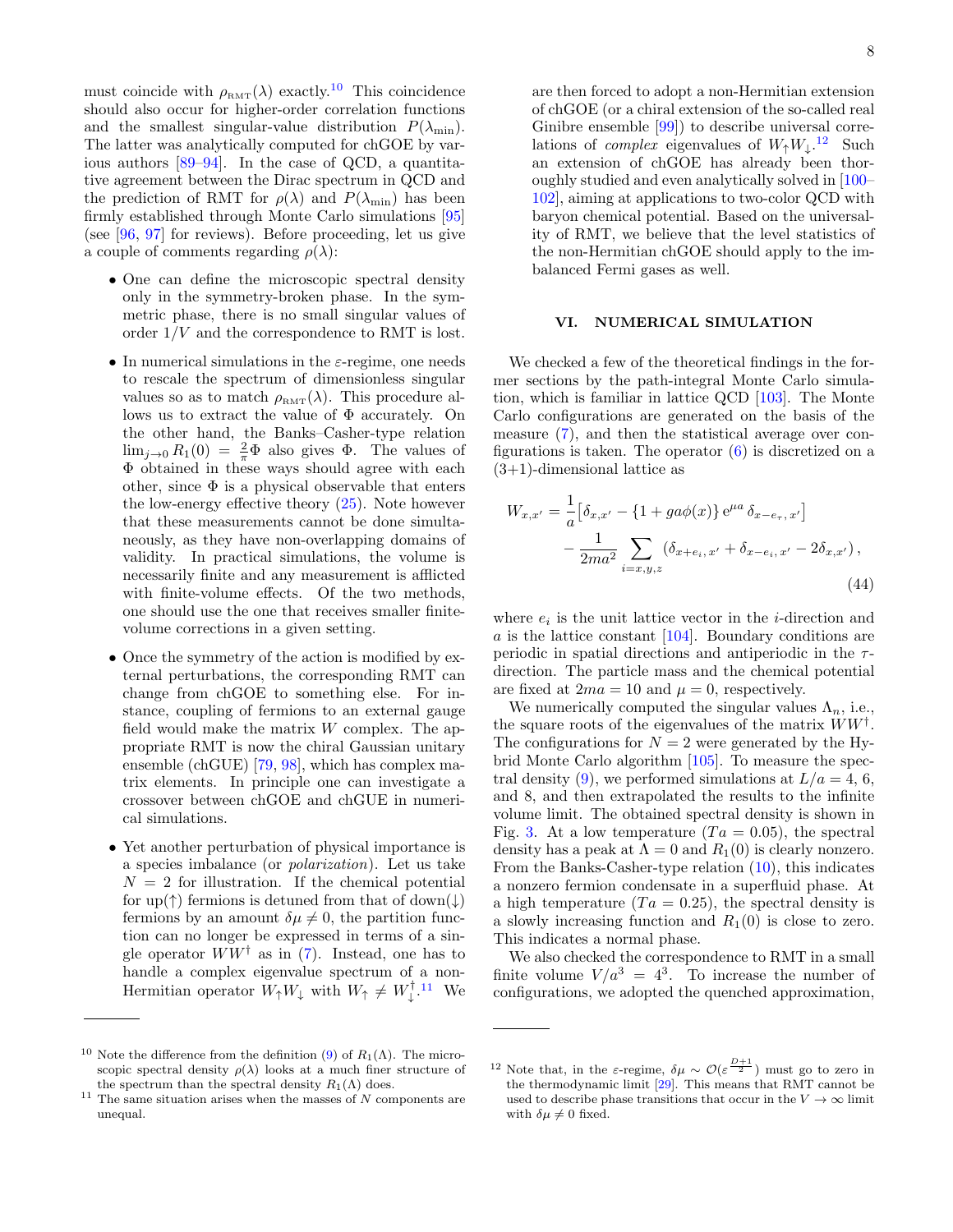must coincide with $\rho_{\rm RMT}(\lambda)$ exactly.[10] This coincidence should also occur for higher-order correlation functions and the smallest singular-value distribution $P(\lambda_{\rm min})$. The latter was analytically computed for chGOE by various authors [89–94]. In the case of QCD, a quantitative agreement between the Dirac spectrum in QCD and the prediction of RMT for $\rho(\lambda)$ and $P(\lambda_{\rm min})$ has been firmly established through Monte Carlo simulations [95] (see [96, 97] for reviews). Before proceeding, let us give a couple of comments regarding $\rho(\lambda)$:

- One can define the microscopic spectral density only in the symmetry-broken phase. In the symmetric phase, there is no small singular values of order $1/V$ and the correspondence to RMT is lost.
- In numerical simulations in the $\varepsilon$-regime, one needs to rescale the spectrum of dimensionless singular values so as to match $\rho_{\rm RMT}(\lambda)$. This procedure allows us to extract the value of $\Phi$ accurately. On the other hand, the Banks–Casher-type relation $\lim_{j\to 0} R_1(0) = \frac{2}{\pi}\Phi$ also gives $\Phi$. The values of $\Phi$ obtained in these ways should agree with each other, since $\Phi$ is a physical observable that enters the low-energy effective theory (25). Note however that these measurements cannot be done simultaneously, as they have non-overlapping domains of validity. In practical simulations, the volume is necessarily finite and any measurement is afflicted with finite-volume effects. Of the two methods, one should use the one that receives smaller finite-volume corrections in a given setting.
- Once the symmetry of the action is modified by external perturbations, the corresponding RMT can change from chGOE to something else. For instance, coupling of fermions to an external gauge field would make the matrix $W$ complex. The appropriate RMT is now the chiral Gaussian unitary ensemble (chGUE) [79, 98], which has complex matrix elements. In principle one can investigate a crossover between chGOE and chGUE in numerical simulations.
- Yet another perturbation of physical importance is a species imbalance (or *polarization*). Let us take $N = 2$ for illustration. If the chemical potential for up($\uparrow$) fermions is detuned from that of down($\downarrow$) fermions by an amount $\delta\mu \neq 0$, the partition function can no longer be expressed in terms of a single operator $WW^\dagger$ as in (7). Instead, one has to handle a complex eigenvalue spectrum of a non-Hermitian operator $W_\uparrow W_\downarrow$ with $W_\uparrow \neq W_\downarrow^\dagger$.[11] We are then forced to adopt a non-Hermitian extension of chGOE (or a chiral extension of the so-called real Ginibre ensemble [99]) to describe universal correlations of *complex* eigenvalues of $W_\uparrow W_\downarrow$.[12] Such an extension of chGOE has already been thoroughly studied and even analytically solved in [100–102], aiming at applications to two-color QCD with baryon chemical potential. Based on the universality of RMT, we believe that the level statistics of the non-Hermitian chGOE should apply to the imbalanced Fermi gases as well.

## VI. NUMERICAL SIMULATION

We checked a few of the theoretical findings in the former sections by the path-integral Monte Carlo simulation, which is familiar in lattice QCD [103]. The Monte Carlo configurations are generated on the basis of the measure (7), and then the statistical average over configurations is taken. The operator (6) is discretized on a (3+1)-dimensional lattice as

$$W_{x,x'} = \frac{1}{a}\big[\delta_{x,x'} - \{1 + ga\phi(x)\}\, e^{\mu a}\, \delta_{x-e_\tau,\, x'}\big] - \frac{1}{2ma^2}\sum_{i=x,y,z}\left(\delta_{x+e_i,\, x'} + \delta_{x-e_i,\, x'} - 2\delta_{x,x'}\right), \tag{44}$$

where $e_i$ is the unit lattice vector in the $i$-direction and $a$ is the lattice constant [104]. Boundary conditions are periodic in spatial directions and antiperiodic in the $\tau$-direction. The particle mass and the chemical potential are fixed at $2ma = 10$ and $\mu = 0$, respectively.

We numerically computed the singular values $\Lambda_n$, i.e., the square roots of the eigenvalues of the matrix $WW^\dagger$. The configurations for $N = 2$ were generated by the Hybrid Monte Carlo algorithm [105]. To measure the spectral density (9), we performed simulations at $L/a = 4$, 6, and 8, and then extrapolated the results to the infinite volume limit. The obtained spectral density is shown in Fig. 3. At a low temperature ($Ta = 0.05$), the spectral density has a peak at $\Lambda = 0$ and $R_1(0)$ is clearly nonzero. From the Banks-Casher-type relation (10), this indicates a nonzero fermion condensate in a superfluid phase. At a high temperature ($Ta = 0.25$), the spectral density is a slowly increasing function and $R_1(0)$ is close to zero. This indicates a normal phase.

We also checked the correspondence to RMT in a small finite volume $V/a^3 = 4^3$. To increase the number of configurations, we adopted the quenched approximation,

---

[10] Note the difference from the definition (9) of $R_1(\Lambda)$. The microscopic spectral density $\rho(\lambda)$ looks at a much finer structure of the spectrum than the spectral density $R_1(\Lambda)$ does.

[11] The same situation arises when the masses of $N$ components are unequal.

[12] Note that, in the $\varepsilon$-regime, $\delta\mu \sim \mathcal{O}(\varepsilon^{\frac{D+1}{2}})$ must go to zero in the thermodynamic limit [29]. This means that RMT cannot be used to describe phase transitions that occur in the $V \to \infty$ limit with $\delta\mu \neq 0$ fixed.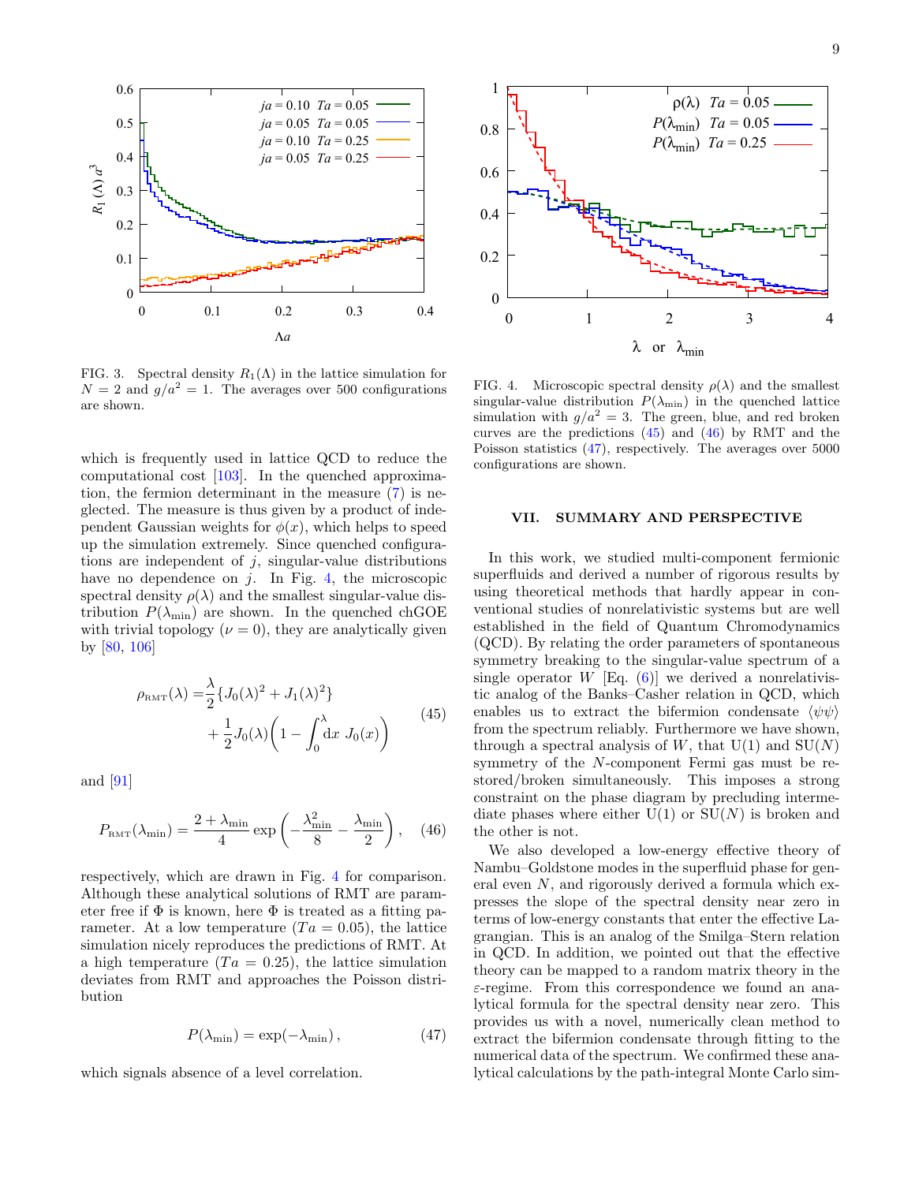$ja = 0.10$ $Ta = 0.05$
$ja = 0.05$ $Ta = 0.05$
$ja = 0.10$ $Ta = 0.25$
$ja = 0.05$ $Ta = 0.25$

$R_1(\Lambda)\,a^3$

0.6
0.5
0.4
0.3
0.2
0.1
0

0 0.1 0.2 0.3 0.4

$\Lambda a$

FIG. 3. Spectral density $R_1(\Lambda)$ in the lattice simulation for $N = 2$ and $g/a^2 = 1$. The averages over 500 configurations are shown.

$\rho(\lambda)$ $Ta = 0.05$
$P(\lambda_{\min})$ $Ta = 0.05$
$P(\lambda_{\min})$ $Ta = 0.25$

1
0.8
0.6
0.4
0.2
0

0 1 2 3 4

$\lambda$ or $\lambda_{\min}$

FIG. 4. Microscopic spectral density $\rho(\lambda)$ and the smallest singular-value distribution $P(\lambda_{\min})$ in the quenched lattice simulation with $g/a^2 = 3$. The green, blue, and red broken curves are the predictions (45) and (46) by RMT and the Poisson statistics (47), respectively. The averages over 5000 configurations are shown.

which is frequently used in lattice QCD to reduce the computational cost [103]. In the quenched approximation, the fermion determinant in the measure (7) is neglected. The measure is thus given by a product of independent Gaussian weights for $\phi(x)$, which helps to speed up the simulation extremely. Since quenched configurations are independent of $j$, singular-value distributions have no dependence on $j$. In Fig. 4, the microscopic spectral density $\rho(\lambda)$ and the smallest singular-value distribution $P(\lambda_{\min})$ are shown. In the quenched chGOE with trivial topology ($\nu = 0$), they are analytically given by [80, 106]

$$\rho_{\text{RMT}}(\lambda) = \frac{\lambda}{2}\{J_0(\lambda)^2 + J_1(\lambda)^2\} + \frac{1}{2}J_0(\lambda)\left(1 - \int_0^\lambda \mathrm{d}x\ J_0(x)\right) \tag{45}$$

and [91]

$$P_{\text{RMT}}(\lambda_{\min}) = \frac{2+\lambda_{\min}}{4}\exp\left(-\frac{\lambda_{\min}^2}{8} - \frac{\lambda_{\min}}{2}\right), \tag{46}$$

respectively, which are drawn in Fig. 4 for comparison. Although these analytical solutions of RMT are parameter free if $\Phi$ is known, here $\Phi$ is treated as a fitting parameter. At a low temperature ($Ta = 0.05$), the lattice simulation nicely reproduces the predictions of RMT. At a high temperature ($Ta = 0.25$), the lattice simulation deviates from RMT and approaches the Poisson distribution

$$P(\lambda_{\min}) = \exp(-\lambda_{\min}), \tag{47}$$

which signals absence of a level correlation.

## VII. SUMMARY AND PERSPECTIVE

In this work, we studied multi-component fermionic superfluids and derived a number of rigorous results by using theoretical methods that hardly appear in conventional studies of nonrelativistic systems but are well established in the field of Quantum Chromodynamics (QCD). By relating the order parameters of spontaneous symmetry breaking to the singular-value spectrum of a single operator $W$ [Eq. (6)] we derived a nonrelativistic analog of the Banks–Casher relation in QCD, which enables us to extract the bifermion condensate $\langle\psi\psi\rangle$ from the spectrum reliably. Furthermore we have shown, through a spectral analysis of $W$, that U(1) and SU($N$) symmetry of the $N$-component Fermi gas must be restored/broken simultaneously. This imposes a strong constraint on the phase diagram by precluding intermediate phases where either U(1) or SU($N$) is broken and the other is not.

We also developed a low-energy effective theory of Nambu–Goldstone modes in the superfluid phase for general even $N$, and rigorously derived a formula which expresses the slope of the spectral density near zero in terms of low-energy constants that enter the effective Lagrangian. This is an analog of the Smilga–Stern relation in QCD. In addition, we pointed out that the effective theory can be mapped to a random matrix theory in the $\varepsilon$-regime. From this correspondence we found an analytical formula for the spectral density near zero. This provides us with a novel, numerically clean method to extract the bifermion condensate through fitting to the numerical data of the spectrum. We confirmed these analytical calculations by the path-integral Monte Carlo sim-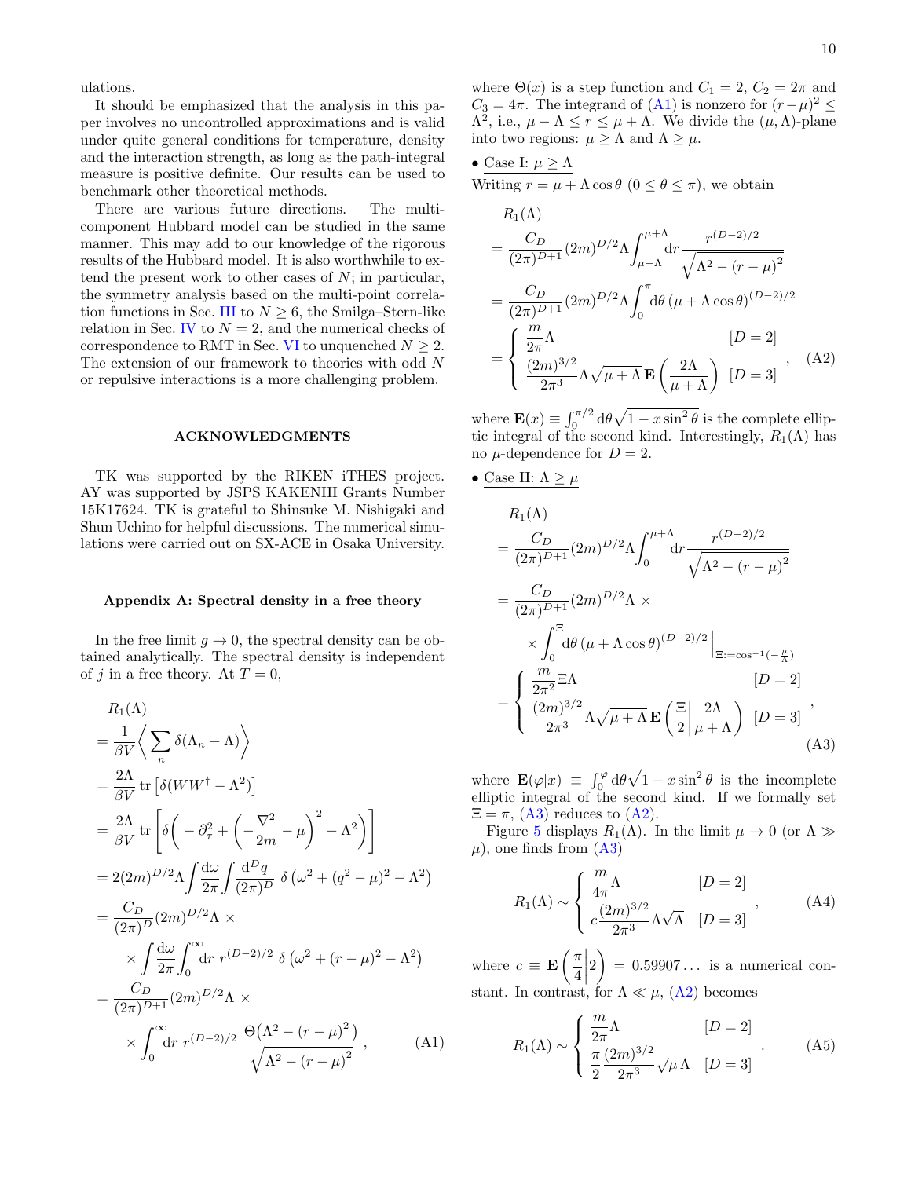ulations.

It should be emphasized that the analysis in this paper involves no uncontrolled approximations and is valid under quite general conditions for temperature, density and the interaction strength, as long as the path-integral measure is positive definite. Our results can be used to benchmark other theoretical methods.

There are various future directions. The multi-component Hubbard model can be studied in the same manner. This may add to our knowledge of the rigorous results of the Hubbard model. It is also worthwhile to extend the present work to other cases of $N$; in particular, the symmetry analysis based on the multi-point correlation functions in Sec. III to $N \geq 6$, the Smilga–Stern-like relation in Sec. IV to $N = 2$, and the numerical checks of correspondence to RMT in Sec. VI to unquenched $N \geq 2$. The extension of our framework to theories with odd $N$ or repulsive interactions is a more challenging problem.

## ACKNOWLEDGMENTS

TK was supported by the RIKEN iTHES project. AY was supported by JSPS KAKENHI Grants Number 15K17624. TK is grateful to Shinsuke M. Nishigaki and Shun Uchino for helpful discussions. The numerical simulations were carried out on SX-ACE in Osaka University.

### Appendix A: Spectral density in a free theory

In the free limit $g \to 0$, the spectral density can be obtained analytically. The spectral density is independent of $j$ in a free theory. At $T = 0$,

$$
\begin{aligned}
&R_1(\Lambda) \\
&= \frac{1}{\beta V}\left\langle \sum_n \delta(\Lambda_n - \Lambda)\right\rangle \\
&= \frac{2\Lambda}{\beta V}\,\mathrm{tr}\left[\delta(WW^\dagger - \Lambda^2)\right] \\
&= \frac{2\Lambda}{\beta V}\,\mathrm{tr}\left[\delta\Big(-\partial_\tau^2 + \Big(-\frac{\nabla^2}{2m} - \mu\Big)^2 - \Lambda^2\Big)\right] \\
&= 2(2m)^{D/2}\Lambda \int \frac{\mathrm{d}\omega}{2\pi}\int \frac{\mathrm{d}^D q}{(2\pi)^D}\;\delta\left(\omega^2 + (q^2-\mu)^2 - \Lambda^2\right) \\
&= \frac{C_D}{(2\pi)^D}(2m)^{D/2}\Lambda\;\times \\
&\quad\times \int \frac{\mathrm{d}\omega}{2\pi}\int_0^\infty \mathrm{d}r\; r^{(D-2)/2}\;\delta\left(\omega^2 + (r-\mu)^2 - \Lambda^2\right) \\
&= \frac{C_D}{(2\pi)^{D+1}}(2m)^{D/2}\Lambda\;\times \\
&\quad\times \int_0^\infty \mathrm{d}r\; r^{(D-2)/2}\;\frac{\Theta\big(\Lambda^2 - (r-\mu)^2\big)}{\sqrt{\Lambda^2 - (r-\mu)^2}}\,,
\end{aligned}
\tag{A1}
$$

where $\Theta(x)$ is a step function and $C_1 = 2$, $C_2 = 2\pi$ and $C_3 = 4\pi$. The integrand of (A1) is nonzero for $(r-\mu)^2 \leq \Lambda^2$, i.e., $\mu - \Lambda \leq r \leq \mu + \Lambda$. We divide the $(\mu, \Lambda)$-plane into two regions: $\mu \geq \Lambda$ and $\Lambda \geq \mu$.

- Case I: $\mu \geq \Lambda$

Writing $r = \mu + \Lambda\cos\theta$ $(0 \leq \theta \leq \pi)$, we obtain

$$
\begin{aligned}
&R_1(\Lambda) \\
&= \frac{C_D}{(2\pi)^{D+1}}(2m)^{D/2}\Lambda\int_{\mu-\Lambda}^{\mu+\Lambda}\mathrm{d}r\,\frac{r^{(D-2)/2}}{\sqrt{\Lambda^2-(r-\mu)^2}} \\
&= \frac{C_D}{(2\pi)^{D+1}}(2m)^{D/2}\Lambda\int_0^\pi \mathrm{d}\theta\,(\mu+\Lambda\cos\theta)^{(D-2)/2} \\
&= \begin{cases} \dfrac{m}{2\pi}\Lambda & [D=2] \\[2mm] \dfrac{(2m)^{3/2}}{2\pi^3}\Lambda\sqrt{\mu+\Lambda}\,\mathbf{E}\left(\dfrac{2\Lambda}{\mu+\Lambda}\right) & [D=3] \end{cases},
\end{aligned}
\tag{A2}
$$

where $\mathbf{E}(x) \equiv \int_0^{\pi/2}\mathrm{d}\theta\sqrt{1-x\sin^2\theta}$ is the complete elliptic integral of the second kind. Interestingly, $R_1(\Lambda)$ has no $\mu$-dependence for $D = 2$.

- Case II: $\Lambda \geq \mu$

$$
\begin{aligned}
&R_1(\Lambda) \\
&= \frac{C_D}{(2\pi)^{D+1}}(2m)^{D/2}\Lambda\int_0^{\mu+\Lambda}\mathrm{d}r\,\frac{r^{(D-2)/2}}{\sqrt{\Lambda^2-(r-\mu)^2}} \\
&= \frac{C_D}{(2\pi)^{D+1}}(2m)^{D/2}\Lambda\;\times \\
&\quad\times \int_0^{\Xi}\mathrm{d}\theta\,(\mu+\Lambda\cos\theta)^{(D-2)/2}\Big|_{\Xi:=\cos^{-1}(-\frac{\mu}{\Lambda})} \\
&= \begin{cases} \dfrac{m}{2\pi^2}\Xi\Lambda & [D=2] \\[2mm] \dfrac{(2m)^{3/2}}{2\pi^3}\Lambda\sqrt{\mu+\Lambda}\,\mathbf{E}\left(\dfrac{\Xi}{2}\middle|\dfrac{2\Lambda}{\mu+\Lambda}\right) & [D=3] \end{cases},
\end{aligned}
\tag{A3}
$$

where $\mathbf{E}(\varphi|x) \equiv \int_0^{\varphi}\mathrm{d}\theta\sqrt{1-x\sin^2\theta}$ is the incomplete elliptic integral of the second kind. If we formally set $\Xi = \pi$, (A3) reduces to (A2).

Figure 5 displays $R_1(\Lambda)$. In the limit $\mu \to 0$ (or $\Lambda \gg \mu$), one finds from (A3)

$$
R_1(\Lambda) \sim \begin{cases} \dfrac{m}{4\pi}\Lambda & [D=2] \\[2mm] c\,\dfrac{(2m)^{3/2}}{2\pi^3}\Lambda\sqrt{\Lambda} & [D=3] \end{cases},
\tag{A4}
$$

where $c \equiv \mathbf{E}\left(\dfrac{\pi}{4}\middle|2\right) = 0.59907\ldots$ is a numerical constant. In contrast, for $\Lambda \ll \mu$, (A2) becomes

$$
R_1(\Lambda) \sim \begin{cases} \dfrac{m}{2\pi}\Lambda & [D=2] \\[2mm] \dfrac{\pi}{2}\dfrac{(2m)^{3/2}}{2\pi^3}\sqrt{\mu}\,\Lambda & [D=3] \end{cases}.
\tag{A5}
$$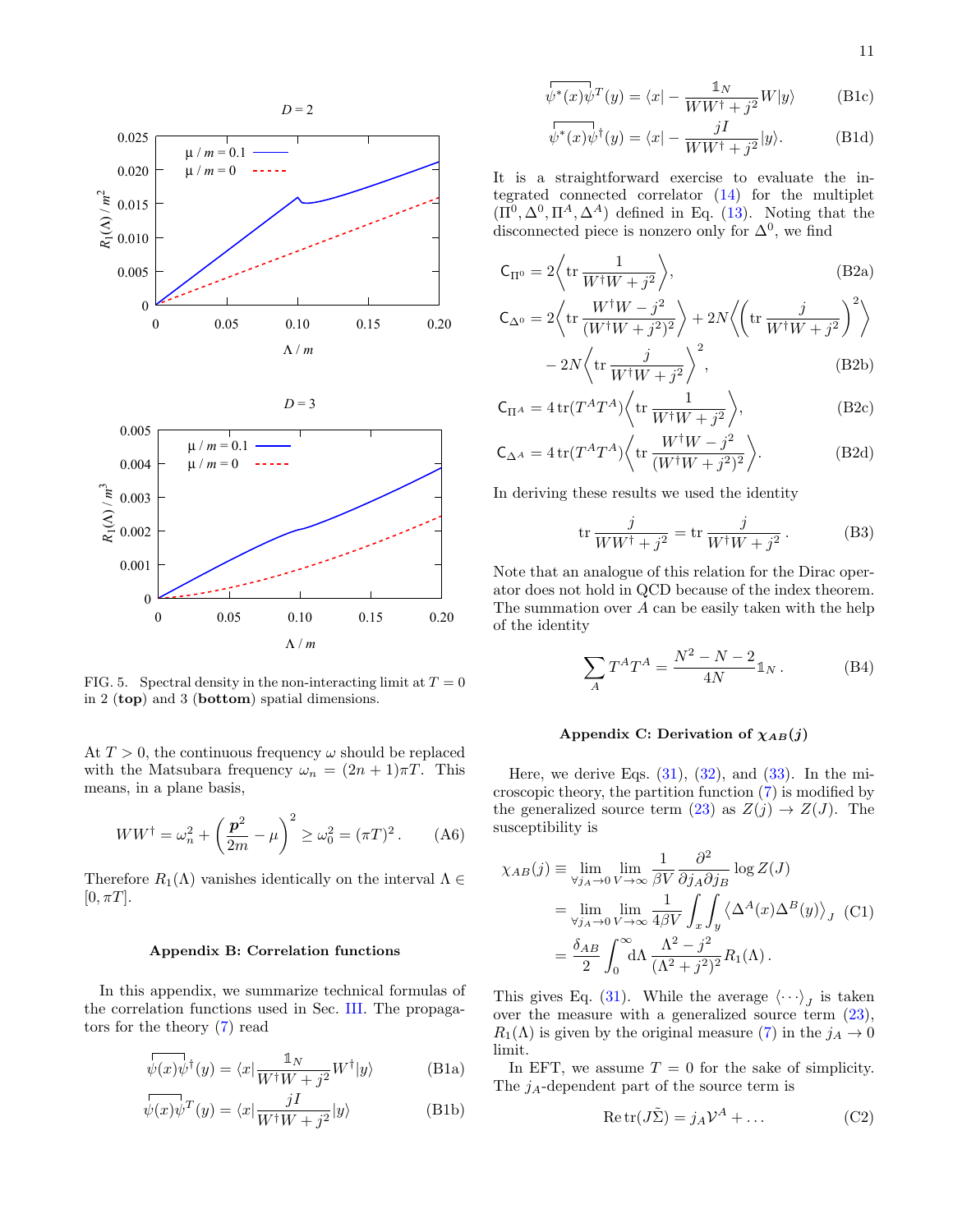FIG. 5. Spectral density in the non-interacting limit at $T = 0$ in 2 (**top**) and 3 (**bottom**) spatial dimensions.

At $T > 0$, the continuous frequency $\omega$ should be replaced with the Matsubara frequency $\omega_n = (2n+1)\pi T$. This means, in a plane basis,

$$WW^\dagger = \omega_n^2 + \left(\frac{\boldsymbol{p}^2}{2m} - \mu\right)^2 \geq \omega_0^2 = (\pi T)^2 . \qquad \text{(A6)}$$

Therefore $R_1(\Lambda)$ vanishes identically on the interval $\Lambda \in [0, \pi T]$.

### Appendix B: Correlation functions

In this appendix, we summarize technical formulas of the correlation functions used in Sec. III. The propagators for the theory (7) read

$$\overbrace{\psi(x)\psi^\dagger}(y) = \langle x| \frac{\mathbb{1}_N}{W^\dagger W + j^2} W^\dagger |y\rangle \qquad \text{(B1a)}$$

$$\overbrace{\psi(x)\psi^T}(y) = \langle x| \frac{jI}{W^\dagger W + j^2} |y\rangle \qquad \text{(B1b)}$$

$$\overbrace{\psi^*(x)\psi^T}(y) = \langle x| - \frac{\mathbb{1}_N}{WW^\dagger + j^2} W |y\rangle \qquad \text{(B1c)}$$

$$\overbrace{\psi^*(x)\psi^\dagger}(y) = \langle x| - \frac{jI}{WW^\dagger + j^2} |y\rangle . \qquad \text{(B1d)}$$

It is a straightforward exercise to evaluate the integrated connected correlator (14) for the multiplet $(\Pi^0, \Delta^0, \Pi^A, \Delta^A)$ defined in Eq. (13). Noting that the disconnected piece is nonzero only for $\Delta^0$, we find

$$\mathsf{C}_{\Pi^0} = 2\left\langle \operatorname{tr} \frac{1}{W^\dagger W + j^2} \right\rangle, \qquad \text{(B2a)}$$

$$\mathsf{C}_{\Delta^0} = 2\left\langle \operatorname{tr} \frac{W^\dagger W - j^2}{(W^\dagger W + j^2)^2} \right\rangle + 2N\left\langle \left( \operatorname{tr} \frac{j}{W^\dagger W + j^2} \right)^2 \right\rangle - 2N\left\langle \operatorname{tr} \frac{j}{W^\dagger W + j^2} \right\rangle^2, \qquad \text{(B2b)}$$

$$\mathsf{C}_{\Pi^A} = 4\operatorname{tr}(T^A T^A)\left\langle \operatorname{tr} \frac{1}{W^\dagger W + j^2} \right\rangle, \qquad \text{(B2c)}$$

$$\mathsf{C}_{\Delta^A} = 4\operatorname{tr}(T^A T^A)\left\langle \operatorname{tr} \frac{W^\dagger W - j^2}{(W^\dagger W + j^2)^2} \right\rangle. \qquad \text{(B2d)}$$

In deriving these results we used the identity

$$\operatorname{tr} \frac{j}{WW^\dagger + j^2} = \operatorname{tr} \frac{j}{W^\dagger W + j^2} . \qquad \text{(B3)}$$

Note that an analogue of this relation for the Dirac operator does not hold in QCD because of the index theorem. The summation over $A$ can be easily taken with the help of the identity

$$\sum_A T^A T^A = \frac{N^2 - N - 2}{4N} \mathbb{1}_N . \qquad \text{(B4)}$$

### Appendix C: Derivation of $\chi_{AB}(j)$

Here, we derive Eqs. (31), (32), and (33). In the microscopic theory, the partition function (7) is modified by the generalized source term (23) as $Z(j) \to Z(J)$. The susceptibility is

$$\begin{aligned}
\chi_{AB}(j) &\equiv \lim_{\forall j_A \to 0} \lim_{V\to\infty} \frac{1}{\beta V} \frac{\partial^2}{\partial j_A \partial j_B} \log Z(J) \\
&= \lim_{\forall j_A \to 0} \lim_{V\to\infty} \frac{1}{4\beta V} \int_x \int_y \left\langle \Delta^A(x) \Delta^B(y) \right\rangle_J \qquad \text{(C1)} \\
&= \frac{\delta_{AB}}{2} \int_0^\infty \mathrm{d}\Lambda \, \frac{\Lambda^2 - j^2}{(\Lambda^2 + j^2)^2} R_1(\Lambda) .
\end{aligned}$$

This gives Eq. (31). While the average $\langle \cdots \rangle_J$ is taken over the measure with a generalized source term (23), $R_1(\Lambda)$ is given by the original measure (7) in the $j_A \to 0$ limit.

In EFT, we assume $T = 0$ for the sake of simplicity. The $j_A$-dependent part of the source term is

$$\operatorname{Re}\operatorname{tr}(J\tilde{\Sigma}) = j_A \mathcal{V}^A + \ldots \qquad \text{(C2)}$$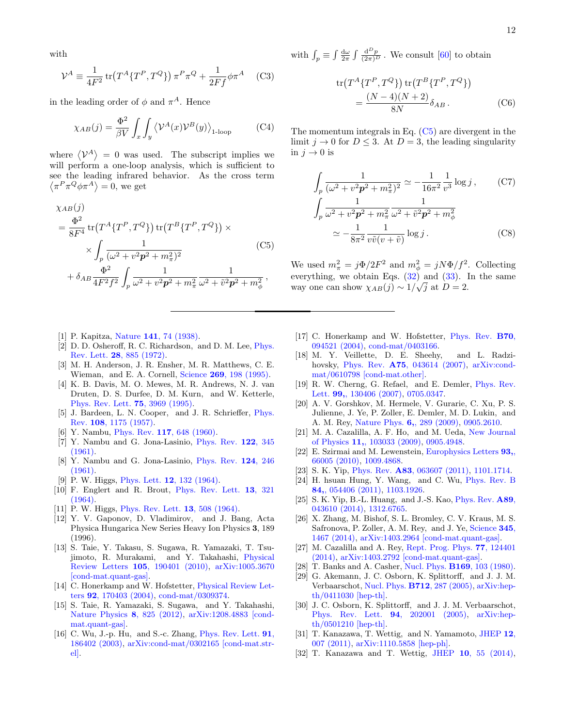with

$$\mathcal{V}^A \equiv \frac{1}{4F^2}\,\mathrm{tr}\big(T^A\{T^P,T^Q\}\big)\,\pi^P\pi^Q + \frac{1}{2Ff}\phi\pi^A \tag{C3}$$

in the leading order of $\phi$ and $\pi^A$. Hence

$$\chi_{AB}(j) = \frac{\Phi^2}{\beta V}\int_x\int_y \big\langle \mathcal{V}^A(x)\mathcal{V}^B(y)\big\rangle_{\text{1-loop}} \tag{C4}$$

where $\langle \mathcal{V}^A\rangle = 0$ was used. The subscript implies we will perform a one-loop analysis, which is sufficient to see the leading infrared behavior. As the cross term $\langle \pi^P\pi^Q\phi\pi^A\rangle = 0$, we get

$$\begin{aligned}
&\chi_{AB}(j) \\
&= \frac{\Phi^2}{8F^4}\,\mathrm{tr}\big(T^A\{T^P,T^Q\}\big)\,\mathrm{tr}\big(T^B\{T^P,T^Q\}\big)\times \\
&\quad\times\int_p \frac{1}{(\omega^2+v^2\boldsymbol{p}^2+m_\pi^2)^2} \\
&\quad+\delta_{AB}\frac{\Phi^2}{4F^2f^2}\int_p \frac{1}{\omega^2+v^2\boldsymbol{p}^2+m_\pi^2}\,\frac{1}{\omega^2+\tilde{v}^2\boldsymbol{p}^2+m_\phi^2}\,,
\end{aligned} \tag{C5}$$

with $\int_p \equiv \int \frac{\mathrm{d}\omega}{2\pi}\int\frac{\mathrm{d}^Dp}{(2\pi)^D}$. We consult [60] to obtain

$$\begin{aligned}
&\mathrm{tr}\big(T^A\{T^P,T^Q\}\big)\,\mathrm{tr}\big(T^B\{T^P,T^Q\}\big) \\
&\qquad= \frac{(N-4)(N+2)}{8N}\delta_{AB}\,.
\end{aligned} \tag{C6}$$

The momentum integrals in Eq. (C5) are divergent in the limit $j\to 0$ for $D\le 3$. At $D=3$, the leading singularity in $j\to 0$ is

$$\int_p \frac{1}{(\omega^2+v^2\boldsymbol{p}^2+m_\pi^2)^2} \simeq -\frac{1}{16\pi^2}\frac{1}{v^3}\log j\,, \tag{C7}$$

$$\begin{aligned}
&\int_p \frac{1}{\omega^2+v^2\boldsymbol{p}^2+m_\pi^2}\,\frac{1}{\omega^2+\tilde{v}^2\boldsymbol{p}^2+m_\phi^2} \\
&\qquad\simeq -\frac{1}{8\pi^2}\frac{1}{v\tilde{v}(v+\tilde{v})}\log j\,.
\end{aligned} \tag{C8}$$

We used $m_\pi^2 = j\Phi/2F^2$ and $m_\phi^2 = jN\Phi/f^2$. Collecting everything, we obtain Eqs. (32) and (33). In the same way one can show $\chi_{AB}(j)\sim 1/\sqrt{j}$ at $D=2$.

---

[1] P. Kapitza, Nature **141**, 74 (1938).
[2] D. D. Osheroff, R. C. Richardson, and D. M. Lee, Phys. Rev. Lett. **28**, 885 (1972).
[3] M. H. Anderson, J. R. Ensher, M. R. Matthews, C. E. Wieman, and E. A. Cornell, Science **269**, 198 (1995).
[4] K. B. Davis, M. O. Mewes, M. R. Andrews, N. J. van Druten, D. S. Durfee, D. M. Kurn, and W. Ketterle, Phys. Rev. Lett. **75**, 3969 (1995).
[5] J. Bardeen, L. N. Cooper, and J. R. Schrieffer, Phys. Rev. **108**, 1175 (1957).
[6] Y. Nambu, Phys. Rev. **117**, 648 (1960).
[7] Y. Nambu and G. Jona-Lasinio, Phys. Rev. **122**, 345 (1961).
[8] Y. Nambu and G. Jona-Lasinio, Phys. Rev. **124**, 246 (1961).
[9] P. W. Higgs, Phys. Lett. **12**, 132 (1964).
[10] F. Englert and R. Brout, Phys. Rev. Lett. **13**, 321 (1964).
[11] P. W. Higgs, Phys. Rev. Lett. **13**, 508 (1964).
[12] Y. V. Gaponov, D. Vladimirov, and J. Bang, Acta Physica Hungarica New Series Heavy Ion Physics **3**, 189 (1996).
[13] S. Taie, Y. Takasu, S. Sugawa, R. Yamazaki, T. Tsujimoto, R. Murakami, and Y. Takahashi, Physical Review Letters **105**, 190401 (2010), arXiv:1005.3670 [cond-mat.quant-gas].
[14] C. Honerkamp and W. Hofstetter, Physical Review Letters **92**, 170403 (2004), cond-mat/0309374.
[15] S. Taie, R. Yamazaki, S. Sugawa, and Y. Takahashi, Nature Physics **8**, 825 (2012), arXiv:1208.4883 [cond-mat.quant-gas].
[16] C. Wu, J.-p. Hu, and S.-c. Zhang, Phys. Rev. Lett. **91**, 186402 (2003), arXiv:cond-mat/0302165 [cond-mat.str-el].
[17] C. Honerkamp and W. Hofstetter, Phys. Rev. **B70**, 094521 (2004), cond-mat/0403166.
[18] M. Y. Veillette, D. E. Sheehy, and L. Radzihovsky, Phys. Rev. **A75**, 043614 (2007), arXiv:cond-mat/0610798 [cond-mat.other].
[19] R. W. Cherng, G. Refael, and E. Demler, Phys. Rev. Lett. **99,**, 130406 (2007), 0705.0347.
[20] A. V. Gorshkov, M. Hermele, V. Gurarie, C. Xu, P. S. Julienne, J. Ye, P. Zoller, E. Demler, M. D. Lukin, and A. M. Rey, Nature Phys. **6,**, 289 (2009), 0905.2610.
[21] M. A. Cazalilla, A. F. Ho, and M. Ueda, New Journal of Physics **11,**, 103033 (2009), 0905.4948.
[22] E. Szirmai and M. Lewenstein, Europhysics Letters **93,**, 66005 (2010), 1009.4868.
[23] S. K. Yip, Phys. Rev. **A83**, 063607 (2011), 1101.1714.
[24] H. hsuan Hung, Y. Wang, and C. Wu, Phys. Rev. B **84,**, 054406 (2011), 1103.1926.
[25] S. K. Yip, B.-L. Huang, and J.-S. Kao, Phys. Rev. **A89**, 043610 (2014), 1312.6765.
[26] X. Zhang, M. Bishof, S. L. Bromley, C. V. Kraus, M. S. Safronova, P. Zoller, A. M. Rey, and J. Ye, Science **345**, 1467 (2014), arXiv:1403.2964 [cond-mat.quant-gas].
[27] M. Cazalilla and A. Rey, Rept. Prog. Phys. **77**, 124401 (2014), arXiv:1403.2792 [cond-mat.quant-gas].
[28] T. Banks and A. Casher, Nucl. Phys. **B169**, 103 (1980).
[29] G. Akemann, J. C. Osborn, K. Splittorff, and J. J. M. Verbaarschot, Nucl. Phys. **B712**, 287 (2005), arXiv:hep-th/0411030 [hep-th].
[30] J. C. Osborn, K. Splittorff, and J. J. M. Verbaarschot, Phys. Rev. Lett. **94**, 202001 (2005), arXiv:hep-th/0501210 [hep-th].
[31] T. Kanazawa, T. Wettig, and N. Yamamoto, JHEP **12**, 007 (2011), arXiv:1110.5858 [hep-ph].
[32] T. Kanazawa and T. Wettig, JHEP **10**, 55 (2014),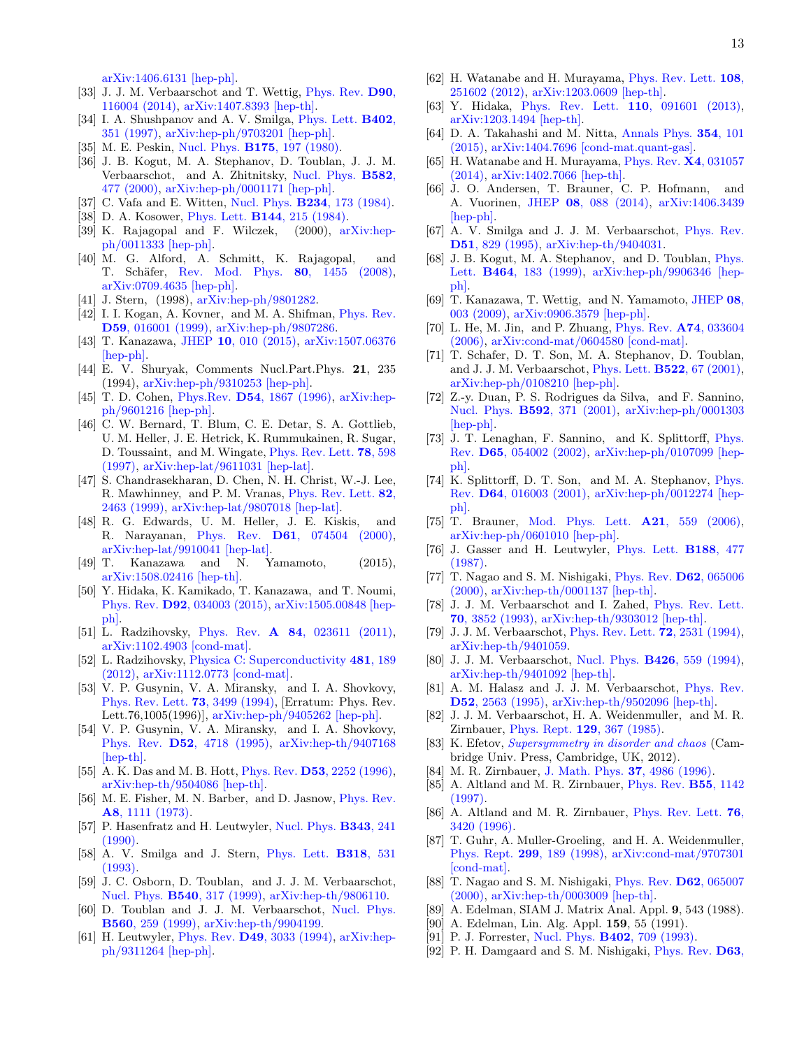arXiv:1406.6131 [hep-ph].

- [33] J. J. M. Verbaarschot and T. Wettig, Phys. Rev. **D90**, 116004 (2014), arXiv:1407.8393 [hep-th].
- [34] I. A. Shushpanov and A. V. Smilga, Phys. Lett. **B402**, 351 (1997), arXiv:hep-ph/9703201 [hep-ph].
- [35] M. E. Peskin, Nucl. Phys. **B175**, 197 (1980).
- [36] J. B. Kogut, M. A. Stephanov, D. Toublan, J. J. M. Verbaarschot, and A. Zhitnitsky, Nucl. Phys. **B582**, 477 (2000), arXiv:hep-ph/0001171 [hep-ph].
- [37] C. Vafa and E. Witten, Nucl. Phys. **B234**, 173 (1984).
- [38] D. A. Kosower, Phys. Lett. **B144**, 215 (1984).
- [39] K. Rajagopal and F. Wilczek, (2000), arXiv:hep-ph/0011333 [hep-ph].
- [40] M. G. Alford, A. Schmitt, K. Rajagopal, and T. Schäfer, Rev. Mod. Phys. **80**, 1455 (2008), arXiv:0709.4635 [hep-ph].
- [41] J. Stern, (1998), arXiv:hep-ph/9801282.
- [42] I. I. Kogan, A. Kovner, and M. A. Shifman, Phys. Rev. **D59**, 016001 (1999), arXiv:hep-ph/9807286.
- [43] T. Kanazawa, JHEP **10**, 010 (2015), arXiv:1507.06376 [hep-ph].
- [44] E. V. Shuryak, Comments Nucl.Part.Phys. **21**, 235 (1994), arXiv:hep-ph/9310253 [hep-ph].
- [45] T. D. Cohen, Phys.Rev. **D54**, 1867 (1996), arXiv:hep-ph/9601216 [hep-ph].
- [46] C. W. Bernard, T. Blum, C. E. Detar, S. A. Gottlieb, U. M. Heller, J. E. Hetrick, K. Rummukainen, R. Sugar, D. Toussaint, and M. Wingate, Phys. Rev. Lett. **78**, 598 (1997), arXiv:hep-lat/9611031 [hep-lat].
- [47] S. Chandrasekharan, D. Chen, N. H. Christ, W.-J. Lee, R. Mawhinney, and P. M. Vranas, Phys. Rev. Lett. **82**, 2463 (1999), arXiv:hep-lat/9807018 [hep-lat].
- [48] R. G. Edwards, U. M. Heller, J. E. Kiskis, and R. Narayanan, Phys. Rev. **D61**, 074504 (2000), arXiv:hep-lat/9910041 [hep-lat].
- [49] T. Kanazawa and N. Yamamoto, (2015), arXiv:1508.02416 [hep-th].
- [50] Y. Hidaka, K. Kamikado, T. Kanazawa, and T. Noumi, Phys. Rev. **D92**, 034003 (2015), arXiv:1505.00848 [hep-ph].
- [51] L. Radzihovsky, Phys. Rev. **A 84**, 023611 (2011), arXiv:1102.4903 [cond-mat].
- [52] L. Radzihovsky, Physica C: Superconductivity **481**, 189 (2012), arXiv:1112.0773 [cond-mat].
- [53] V. P. Gusynin, V. A. Miransky, and I. A. Shovkovy, Phys. Rev. Lett. **73**, 3499 (1994), [Erratum: Phys. Rev. Lett.76,1005(1996)], arXiv:hep-ph/9405262 [hep-ph].
- [54] V. P. Gusynin, V. A. Miransky, and I. A. Shovkovy, Phys. Rev. **D52**, 4718 (1995), arXiv:hep-th/9407168 [hep-th].
- [55] A. K. Das and M. B. Hott, Phys. Rev. **D53**, 2252 (1996), arXiv:hep-th/9504086 [hep-th].
- [56] M. E. Fisher, M. N. Barber, and D. Jasnow, Phys. Rev. **A8**, 1111 (1973).
- [57] P. Hasenfratz and H. Leutwyler, Nucl. Phys. **B343**, 241 (1990).
- [58] A. V. Smilga and J. Stern, Phys. Lett. **B318**, 531 (1993).
- [59] J. C. Osborn, D. Toublan, and J. J. M. Verbaarschot, Nucl. Phys. **B540**, 317 (1999), arXiv:hep-th/9806110.
- [60] D. Toublan and J. J. M. Verbaarschot, Nucl. Phys. **B560**, 259 (1999), arXiv:hep-th/9904199.
- [61] H. Leutwyler, Phys. Rev. **D49**, 3033 (1994), arXiv:hep-ph/9311264 [hep-ph].
- [62] H. Watanabe and H. Murayama, Phys. Rev. Lett. **108**, 251602 (2012), arXiv:1203.0609 [hep-th].
- [63] Y. Hidaka, Phys. Rev. Lett. **110**, 091601 (2013), arXiv:1203.1494 [hep-th].
- [64] D. A. Takahashi and M. Nitta, Annals Phys. **354**, 101 (2015), arXiv:1404.7696 [cond-mat.quant-gas].
- [65] H. Watanabe and H. Murayama, Phys. Rev. **X4**, 031057 (2014), arXiv:1402.7066 [hep-th].
- [66] J. O. Andersen, T. Brauner, C. P. Hofmann, and A. Vuorinen, JHEP **08**, 088 (2014), arXiv:1406.3439 [hep-ph].
- [67] A. V. Smilga and J. J. M. Verbaarschot, Phys. Rev. **D51**, 829 (1995), arXiv:hep-th/9404031.
- [68] J. B. Kogut, M. A. Stephanov, and D. Toublan, Phys. Lett. **B464**, 183 (1999), arXiv:hep-ph/9906346 [hep-ph].
- [69] T. Kanazawa, T. Wettig, and N. Yamamoto, JHEP **08**, 003 (2009), arXiv:0906.3579 [hep-ph].
- [70] L. He, M. Jin, and P. Zhuang, Phys. Rev. **A74**, 033604 (2006), arXiv:cond-mat/0604580 [cond-mat].
- [71] T. Schafer, D. T. Son, M. A. Stephanov, D. Toublan, and J. J. M. Verbaarschot, Phys. Lett. **B522**, 67 (2001), arXiv:hep-ph/0108210 [hep-ph].
- [72] Z.-y. Duan, P. S. Rodrigues da Silva, and F. Sannino, Nucl. Phys. **B592**, 371 (2001), arXiv:hep-ph/0001303 [hep-ph].
- [73] J. T. Lenaghan, F. Sannino, and K. Splittorff, Phys. Rev. **D65**, 054002 (2002), arXiv:hep-ph/0107099 [hep-ph].
- [74] K. Splittorff, D. T. Son, and M. A. Stephanov, Phys. Rev. **D64**, 016003 (2001), arXiv:hep-ph/0012274 [hep-ph].
- [75] T. Brauner, Mod. Phys. Lett. **A21**, 559 (2006), arXiv:hep-ph/0601010 [hep-ph].
- [76] J. Gasser and H. Leutwyler, Phys. Lett. **B188**, 477 (1987).
- [77] T. Nagao and S. M. Nishigaki, Phys. Rev. **D62**, 065006 (2000), arXiv:hep-th/0001137 [hep-th].
- [78] J. J. M. Verbaarschot and I. Zahed, Phys. Rev. Lett. **70**, 3852 (1993), arXiv:hep-th/9303012 [hep-th].
- [79] J. J. M. Verbaarschot, Phys. Rev. Lett. **72**, 2531 (1994), arXiv:hep-th/9401059.
- [80] J. J. M. Verbaarschot, Nucl. Phys. **B426**, 559 (1994), arXiv:hep-th/9401092 [hep-th].
- [81] A. M. Halasz and J. J. M. Verbaarschot, Phys. Rev. **D52**, 2563 (1995), arXiv:hep-th/9502096 [hep-th].
- [82] J. J. M. Verbaarschot, H. A. Weidenmuller, and M. R. Zirnbauer, Phys. Rept. **129**, 367 (1985).
- [83] K. Efetov, *Supersymmetry in disorder and chaos* (Cambridge Univ. Press, Cambridge, UK, 2012).
- [84] M. R. Zirnbauer, J. Math. Phys. **37**, 4986 (1996).
- [85] A. Altland and M. R. Zirnbauer, Phys. Rev. **B55**, 1142 (1997).
- [86] A. Altland and M. R. Zirnbauer, Phys. Rev. Lett. **76**, 3420 (1996).
- [87] T. Guhr, A. Muller-Groeling, and H. A. Weidenmuller, Phys. Rept. **299**, 189 (1998), arXiv:cond-mat/9707301 [cond-mat].
- [88] T. Nagao and S. M. Nishigaki, Phys. Rev. **D62**, 065007 (2000), arXiv:hep-th/0003009 [hep-th].
- [89] A. Edelman, SIAM J. Matrix Anal. Appl. **9**, 543 (1988).
- [90] A. Edelman, Lin. Alg. Appl. **159**, 55 (1991).
- [91] P. J. Forrester, Nucl. Phys. **B402**, 709 (1993).
- [92] P. H. Damgaard and S. M. Nishigaki, Phys. Rev. **D63**,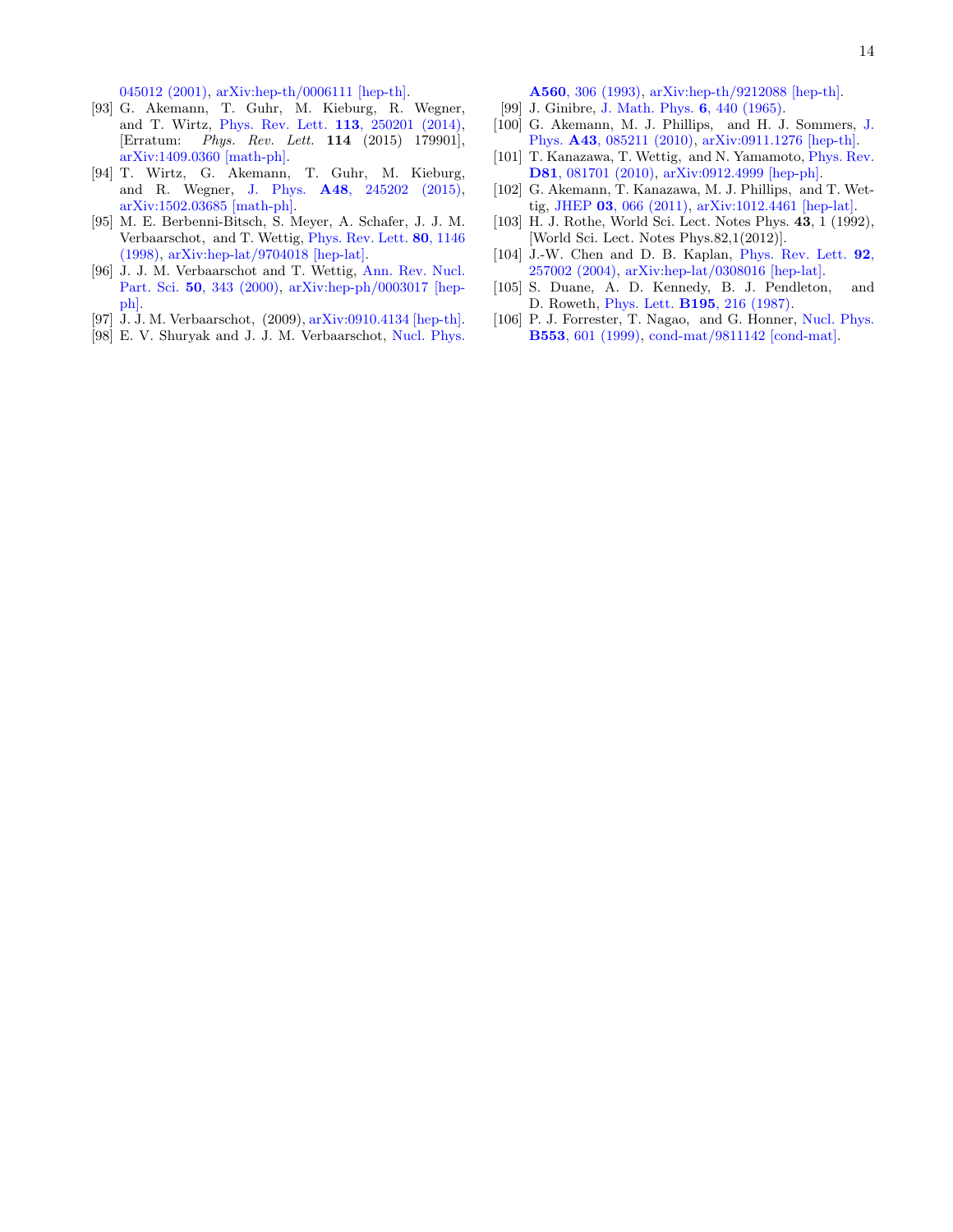045012 (2001), arXiv:hep-th/0006111 [hep-th].

[93] G. Akemann, T. Guhr, M. Kieburg, R. Wegner, and T. Wirtz, Phys. Rev. Lett. **113**, 250201 (2014), [Erratum: *Phys. Rev. Lett.* **114** (2015) 179901], arXiv:1409.0360 [math-ph].

[94] T. Wirtz, G. Akemann, T. Guhr, M. Kieburg, and R. Wegner, J. Phys. **A48**, 245202 (2015), arXiv:1502.03685 [math-ph].

[95] M. E. Berbenni-Bitsch, S. Meyer, A. Schafer, J. J. M. Verbaarschot, and T. Wettig, Phys. Rev. Lett. **80**, 1146 (1998), arXiv:hep-lat/9704018 [hep-lat].

[96] J. J. M. Verbaarschot and T. Wettig, Ann. Rev. Nucl. Part. Sci. **50**, 343 (2000), arXiv:hep-ph/0003017 [hep-ph].

[97] J. J. M. Verbaarschot, (2009), arXiv:0910.4134 [hep-th].

[98] E. V. Shuryak and J. J. M. Verbaarschot, Nucl. Phys. **A560**, 306 (1993), arXiv:hep-th/9212088 [hep-th].

[99] J. Ginibre, J. Math. Phys. **6**, 440 (1965).

[100] G. Akemann, M. J. Phillips, and H. J. Sommers, J. Phys. **A43**, 085211 (2010), arXiv:0911.1276 [hep-th].

[101] T. Kanazawa, T. Wettig, and N. Yamamoto, Phys. Rev. **D81**, 081701 (2010), arXiv:0912.4999 [hep-ph].

[102] G. Akemann, T. Kanazawa, M. J. Phillips, and T. Wettig, JHEP **03**, 066 (2011), arXiv:1012.4461 [hep-lat].

[103] H. J. Rothe, World Sci. Lect. Notes Phys. **43**, 1 (1992), [World Sci. Lect. Notes Phys.82,1(2012)].

[104] J.-W. Chen and D. B. Kaplan, Phys. Rev. Lett. **92**, 257002 (2004), arXiv:hep-lat/0308016 [hep-lat].

[105] S. Duane, A. D. Kennedy, B. J. Pendleton, and D. Roweth, Phys. Lett. **B195**, 216 (1987).

[106] P. J. Forrester, T. Nagao, and G. Honner, Nucl. Phys. **B553**, 601 (1999), cond-mat/9811142 [cond-mat].